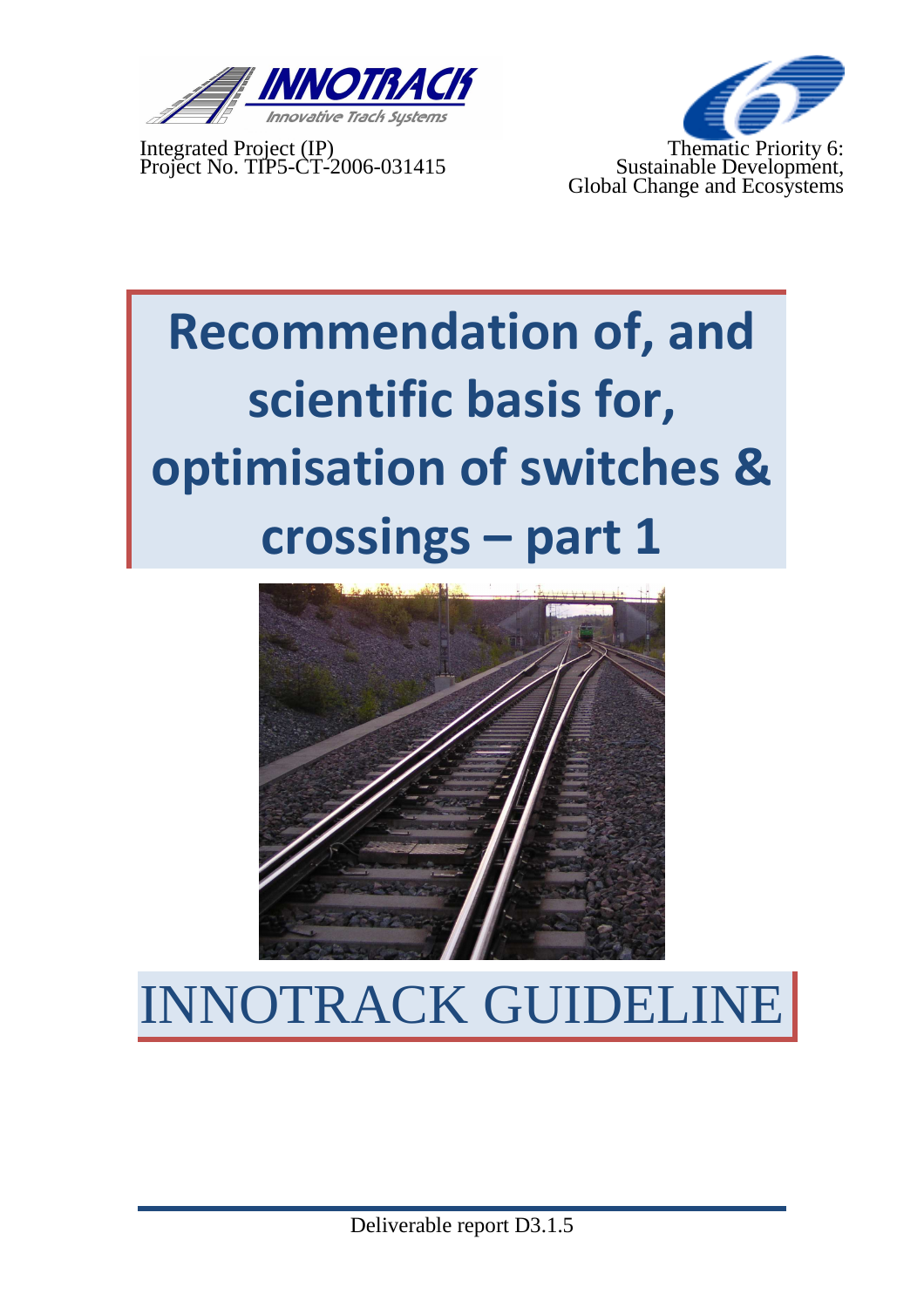INNOTRACK
Innovative Track Systems

Integrated Project (IP)
Project No. TIP5-CT-2006-031415

Thematic Priority 6:
Sustainable Development,
Global Change and Ecosystems

# Recommendation of, and scientific basis for, optimisation of switches & crossings – part 1

# INNOTRACK GUIDELINE

Deliverable report D3.1.5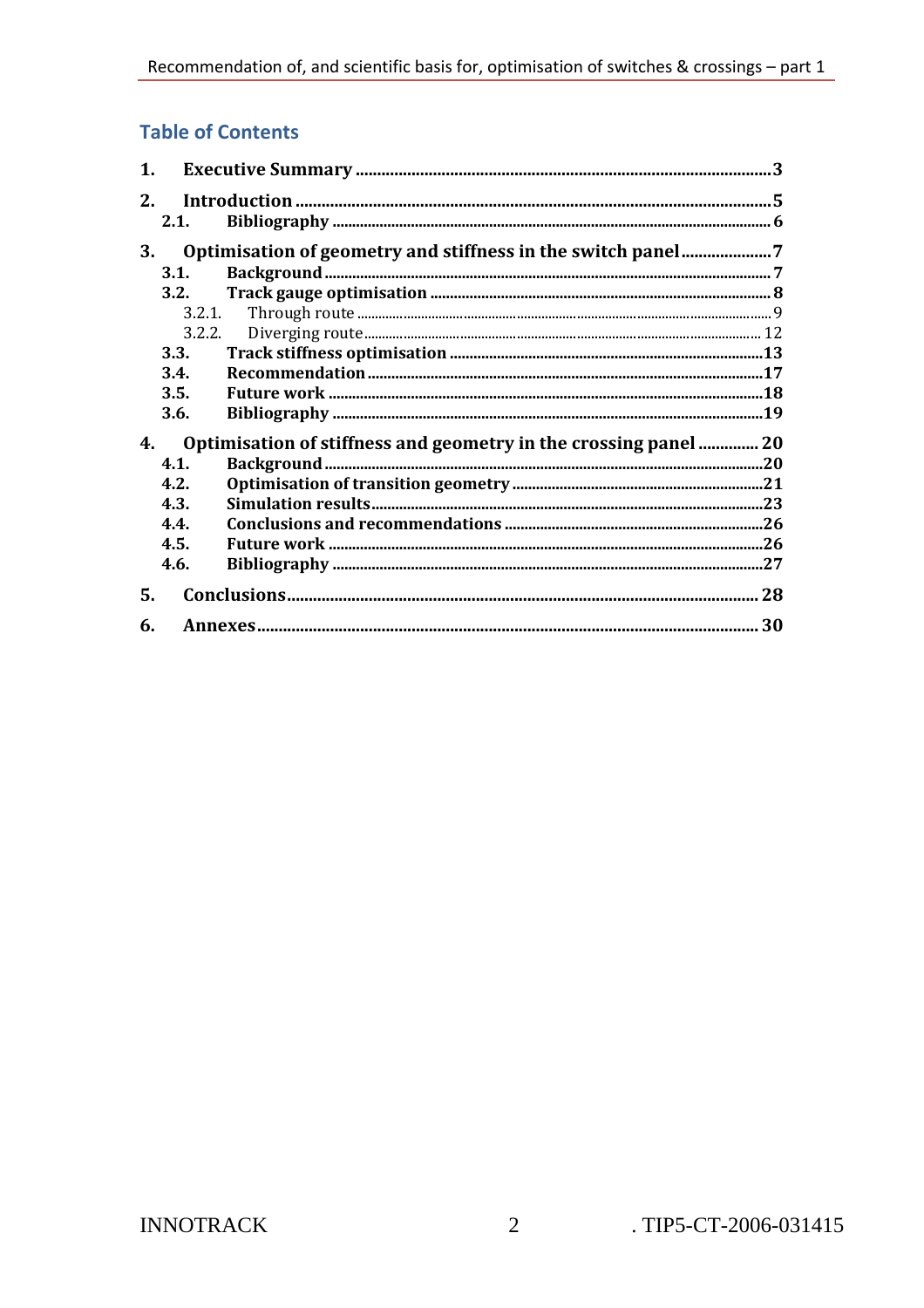## Table of Contents

1. **Executive Summary** ... 3
2. **Introduction** ... 5
   - 2.1. **Bibliography** ... 6
3. **Optimisation of geometry and stiffness in the switch panel** ... 7
   - 3.1. **Background** ... 7
   - 3.2. **Track gauge optimisation** ... 8
     - 3.2.1. Through route ... 9
     - 3.2.2. Diverging route ... 12
   - 3.3. **Track stiffness optimisation** ... 13
   - 3.4. **Recommendation** ... 17
   - 3.5. **Future work** ... 18
   - 3.6. **Bibliography** ... 19
4. **Optimisation of stiffness and geometry in the crossing panel** ... 20
   - 4.1. **Background** ... 20
   - 4.2. **Optimisation of transition geometry** ... 21
   - 4.3. **Simulation results** ... 23
   - 4.4. **Conclusions and recommendations** ... 26
   - 4.5. **Future work** ... 26
   - 4.6. **Bibliography** ... 27
5. **Conclusions** ... 28
6. **Annexes** ... 30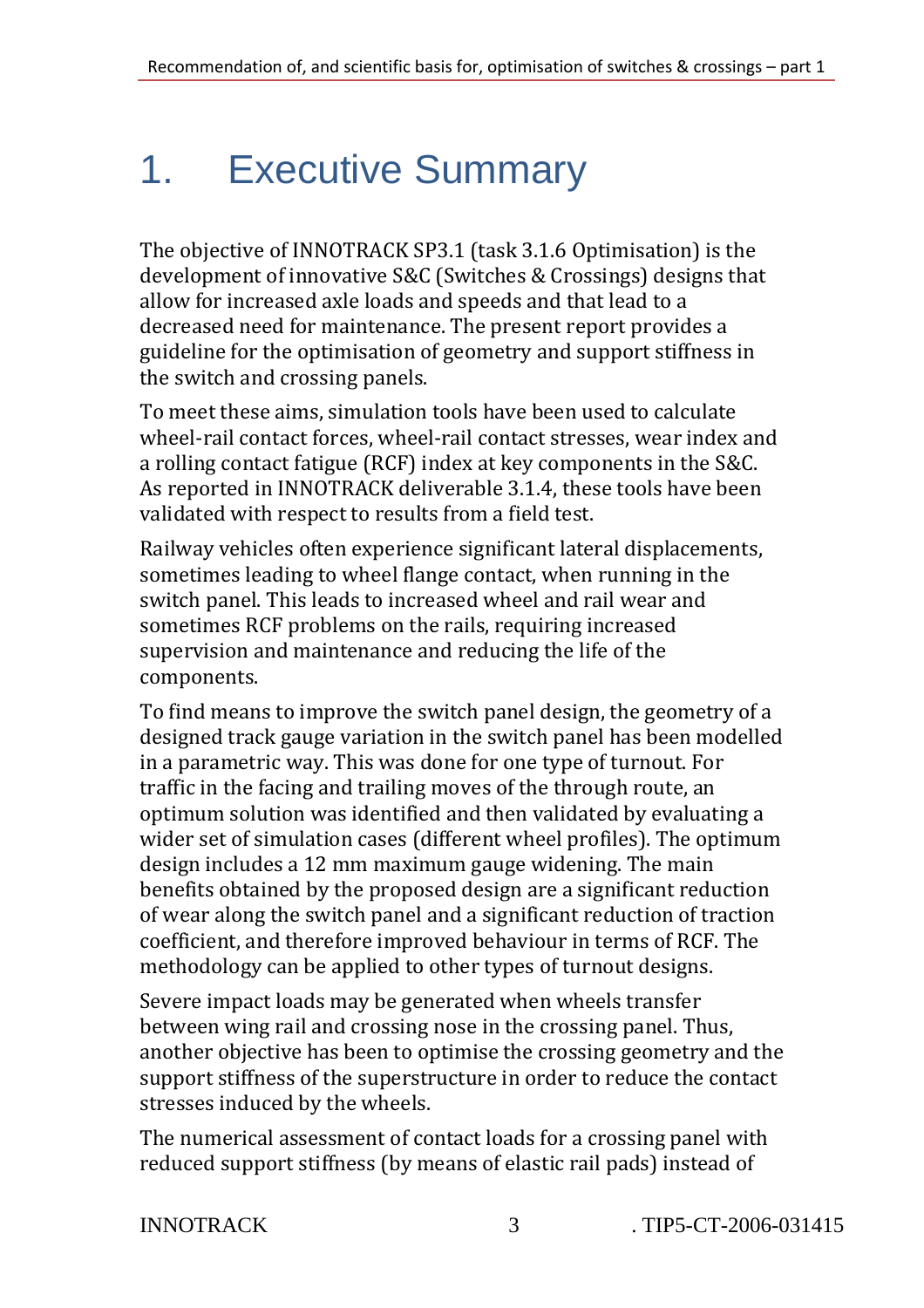# 1. Executive Summary

The objective of INNOTRACK SP3.1 (task 3.1.6 Optimisation) is the development of innovative S&C (Switches & Crossings) designs that allow for increased axle loads and speeds and that lead to a decreased need for maintenance. The present report provides a guideline for the optimisation of geometry and support stiffness in the switch and crossing panels.

To meet these aims, simulation tools have been used to calculate wheel-rail contact forces, wheel-rail contact stresses, wear index and a rolling contact fatigue (RCF) index at key components in the S&C. As reported in INNOTRACK deliverable 3.1.4, these tools have been validated with respect to results from a field test.

Railway vehicles often experience significant lateral displacements, sometimes leading to wheel flange contact, when running in the switch panel. This leads to increased wheel and rail wear and sometimes RCF problems on the rails, requiring increased supervision and maintenance and reducing the life of the components.

To find means to improve the switch panel design, the geometry of a designed track gauge variation in the switch panel has been modelled in a parametric way. This was done for one type of turnout. For traffic in the facing and trailing moves of the through route, an optimum solution was identified and then validated by evaluating a wider set of simulation cases (different wheel profiles). The optimum design includes a 12 mm maximum gauge widening. The main benefits obtained by the proposed design are a significant reduction of wear along the switch panel and a significant reduction of traction coefficient, and therefore improved behaviour in terms of RCF. The methodology can be applied to other types of turnout designs.

Severe impact loads may be generated when wheels transfer between wing rail and crossing nose in the crossing panel. Thus, another objective has been to optimise the crossing geometry and the support stiffness of the superstructure in order to reduce the contact stresses induced by the wheels.

The numerical assessment of contact loads for a crossing panel with reduced support stiffness (by means of elastic rail pads) instead of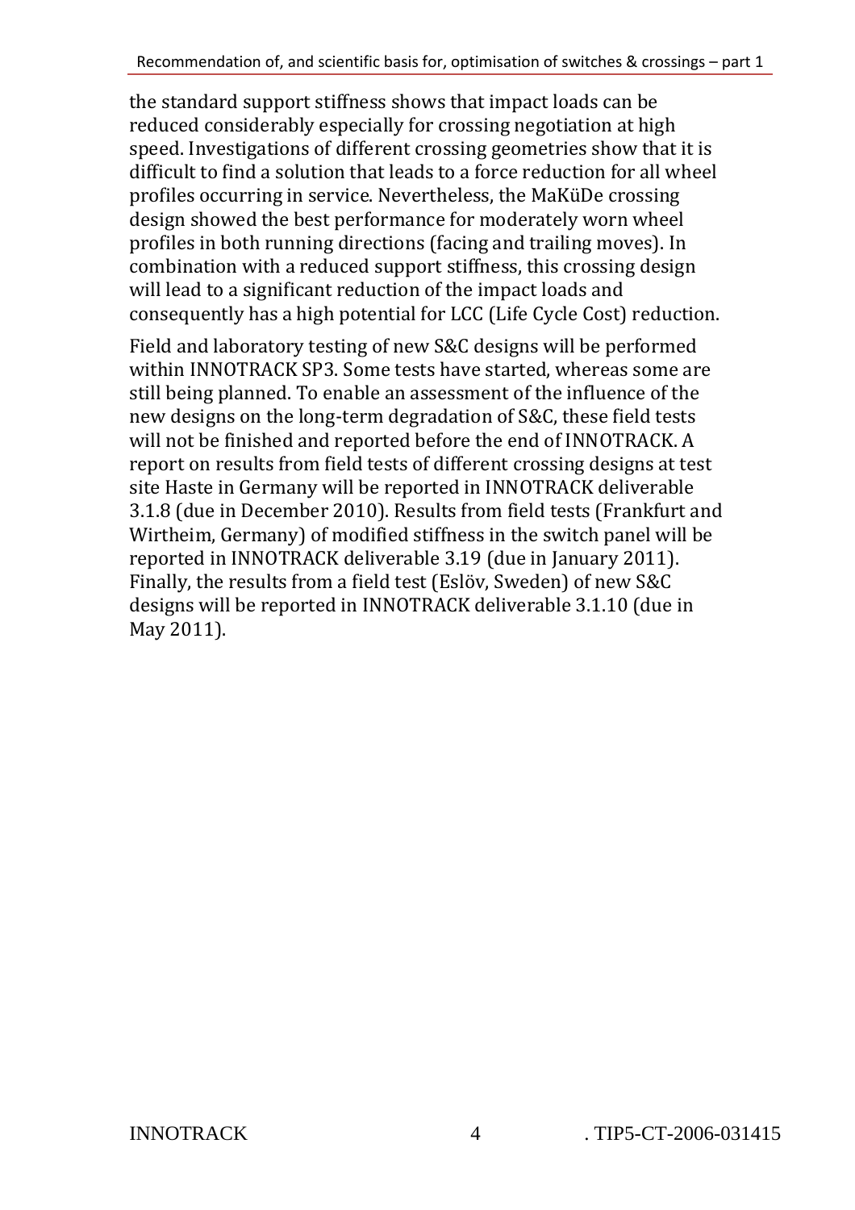the standard support stiffness shows that impact loads can be reduced considerably especially for crossing negotiation at high speed. Investigations of different crossing geometries show that it is difficult to find a solution that leads to a force reduction for all wheel profiles occurring in service. Nevertheless, the MaKüDe crossing design showed the best performance for moderately worn wheel profiles in both running directions (facing and trailing moves). In combination with a reduced support stiffness, this crossing design will lead to a significant reduction of the impact loads and consequently has a high potential for LCC (Life Cycle Cost) reduction.

Field and laboratory testing of new S&C designs will be performed within INNOTRACK SP3. Some tests have started, whereas some are still being planned. To enable an assessment of the influence of the new designs on the long-term degradation of S&C, these field tests will not be finished and reported before the end of INNOTRACK. A report on results from field tests of different crossing designs at test site Haste in Germany will be reported in INNOTRACK deliverable 3.1.8 (due in December 2010). Results from field tests (Frankfurt and Wirtheim, Germany) of modified stiffness in the switch panel will be reported in INNOTRACK deliverable 3.19 (due in January 2011). Finally, the results from a field test (Eslöv, Sweden) of new S&C designs will be reported in INNOTRACK deliverable 3.1.10 (due in May 2011).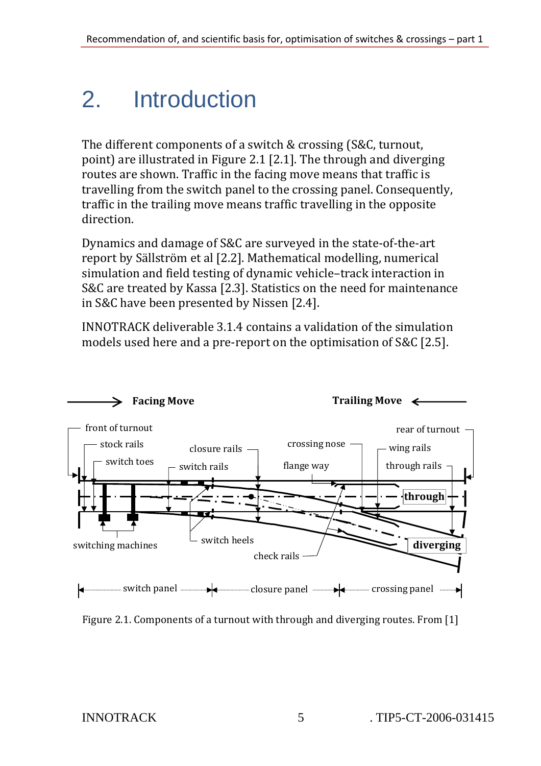# 2. Introduction

The different components of a switch & crossing (S&C, turnout, point) are illustrated in Figure 2.1 [2.1]. The through and diverging routes are shown. Traffic in the facing move means that traffic is travelling from the switch panel to the crossing panel. Consequently, traffic in the trailing move means traffic travelling in the opposite direction.

Dynamics and damage of S&C are surveyed in the state-of-the-art report by Sällström et al [2.2]. Mathematical modelling, numerical simulation and field testing of dynamic vehicle–track interaction in S&C are treated by Kassa [2.3]. Statistics on the need for maintenance in S&C have been presented by Nissen [2.4].

INNOTRACK deliverable 3.1.4 contains a validation of the simulation models used here and a pre-report on the optimisation of S&C [2.5].

Figure 2.1. Components of a turnout with through and diverging routes. From [1]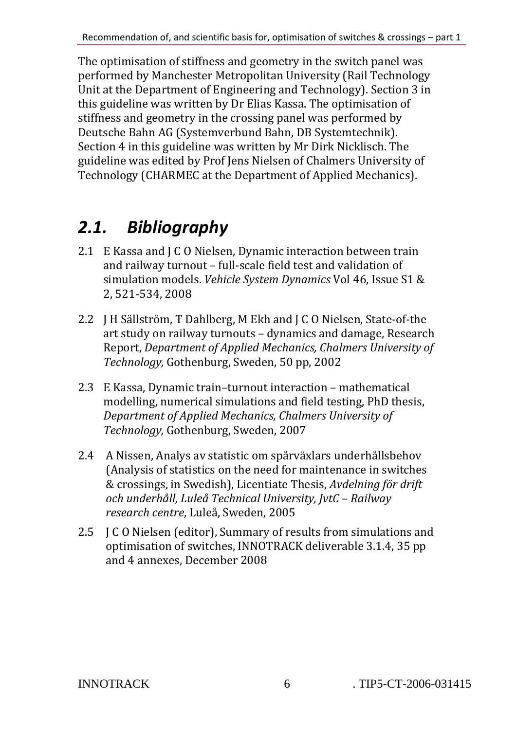The optimisation of stiffness and geometry in the switch panel was performed by Manchester Metropolitan University (Rail Technology Unit at the Department of Engineering and Technology). Section 3 in this guideline was written by Dr Elias Kassa. The optimisation of stiffness and geometry in the crossing panel was performed by Deutsche Bahn AG (Systemverbund Bahn, DB Systemtechnik). Section 4 in this guideline was written by Mr Dirk Nicklisch. The guideline was edited by Prof Jens Nielsen of Chalmers University of Technology (CHARMEC at the Department of Applied Mechanics).

## *2.1. Bibliography*

2.1 E Kassa and J C O Nielsen, Dynamic interaction between train and railway turnout – full-scale field test and validation of simulation models. *Vehicle System Dynamics* Vol 46, Issue S1 & 2, 521-534, 2008

2.2 J H Sällström, T Dahlberg, M Ekh and J C O Nielsen, State-of-the art study on railway turnouts – dynamics and damage, Research Report, *Department of Applied Mechanics, Chalmers University of Technology,* Gothenburg, Sweden, 50 pp, 2002

2.3 E Kassa, Dynamic train–turnout interaction – mathematical modelling, numerical simulations and field testing, PhD thesis, *Department of Applied Mechanics, Chalmers University of Technology,* Gothenburg, Sweden, 2007

2.4 A Nissen, Analys av statistic om spårväxlars underhållsbehov (Analysis of statistics on the need for maintenance in switches & crossings, in Swedish), Licentiate Thesis, *Avdelning för drift och underhåll, Luleå Technical University, JvtC – Railway research centre*, Luleå, Sweden, 2005

2.5 J C O Nielsen (editor), Summary of results from simulations and optimisation of switches, INNOTRACK deliverable 3.1.4, 35 pp and 4 annexes, December 2008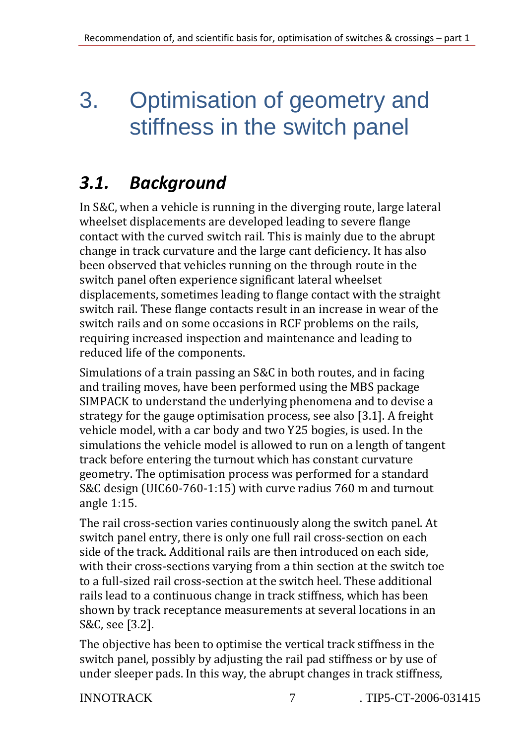# 3. Optimisation of geometry and stiffness in the switch panel

## 3.1. Background

In S&C, when a vehicle is running in the diverging route, large lateral wheelset displacements are developed leading to severe flange contact with the curved switch rail. This is mainly due to the abrupt change in track curvature and the large cant deficiency. It has also been observed that vehicles running on the through route in the switch panel often experience significant lateral wheelset displacements, sometimes leading to flange contact with the straight switch rail. These flange contacts result in an increase in wear of the switch rails and on some occasions in RCF problems on the rails, requiring increased inspection and maintenance and leading to reduced life of the components.

Simulations of a train passing an S&C in both routes, and in facing and trailing moves, have been performed using the MBS package SIMPACK to understand the underlying phenomena and to devise a strategy for the gauge optimisation process, see also [3.1]. A freight vehicle model, with a car body and two Y25 bogies, is used. In the simulations the vehicle model is allowed to run on a length of tangent track before entering the turnout which has constant curvature geometry. The optimisation process was performed for a standard S&C design (UIC60-760-1:15) with curve radius 760 m and turnout angle 1:15.

The rail cross-section varies continuously along the switch panel. At switch panel entry, there is only one full rail cross-section on each side of the track. Additional rails are then introduced on each side, with their cross-sections varying from a thin section at the switch toe to a full-sized rail cross-section at the switch heel. These additional rails lead to a continuous change in track stiffness, which has been shown by track receptance measurements at several locations in an S&C, see [3.2].

The objective has been to optimise the vertical track stiffness in the switch panel, possibly by adjusting the rail pad stiffness or by use of under sleeper pads. In this way, the abrupt changes in track stiffness,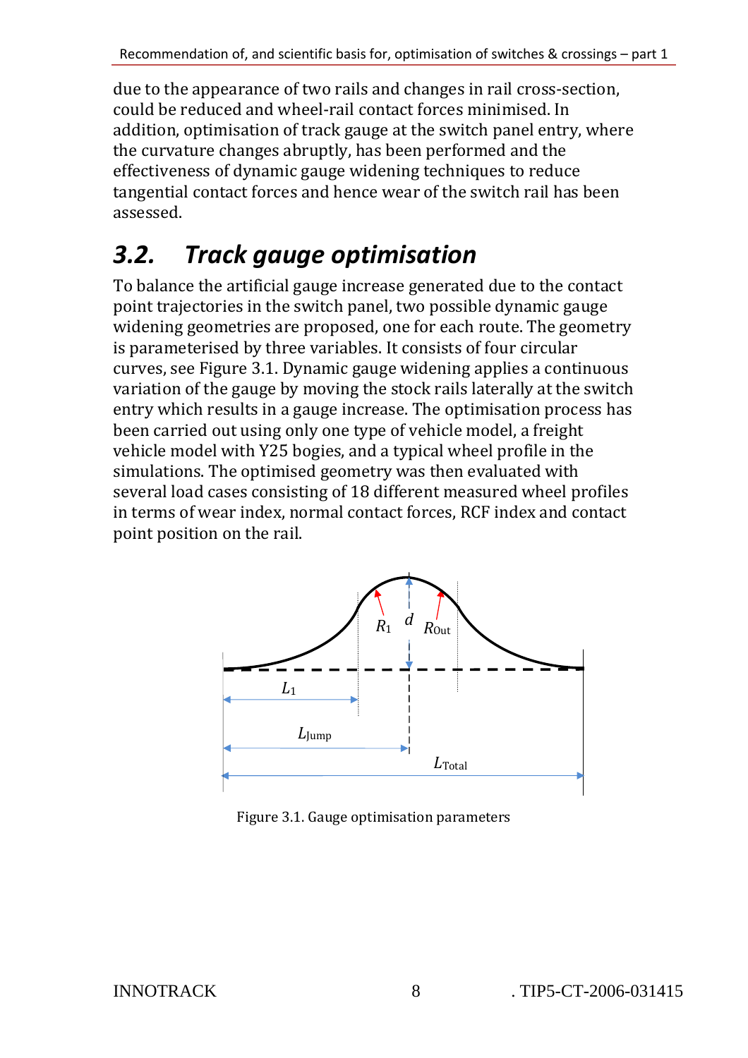due to the appearance of two rails and changes in rail cross-section, could be reduced and wheel-rail contact forces minimised. In addition, optimisation of track gauge at the switch panel entry, where the curvature changes abruptly, has been performed and the effectiveness of dynamic gauge widening techniques to reduce tangential contact forces and hence wear of the switch rail has been assessed.

## 3.2. *Track gauge optimisation*

To balance the artificial gauge increase generated due to the contact point trajectories in the switch panel, two possible dynamic gauge widening geometries are proposed, one for each route. The geometry is parameterised by three variables. It consists of four circular curves, see Figure 3.1. Dynamic gauge widening applies a continuous variation of the gauge by moving the stock rails laterally at the switch entry which results in a gauge increase. The optimisation process has been carried out using only one type of vehicle model, a freight vehicle model with Y25 bogies, and a typical wheel profile in the simulations. The optimised geometry was then evaluated with several load cases consisting of 18 different measured wheel profiles in terms of wear index, normal contact forces, RCF index and contact point position on the rail.

Figure 3.1. Gauge optimisation parameters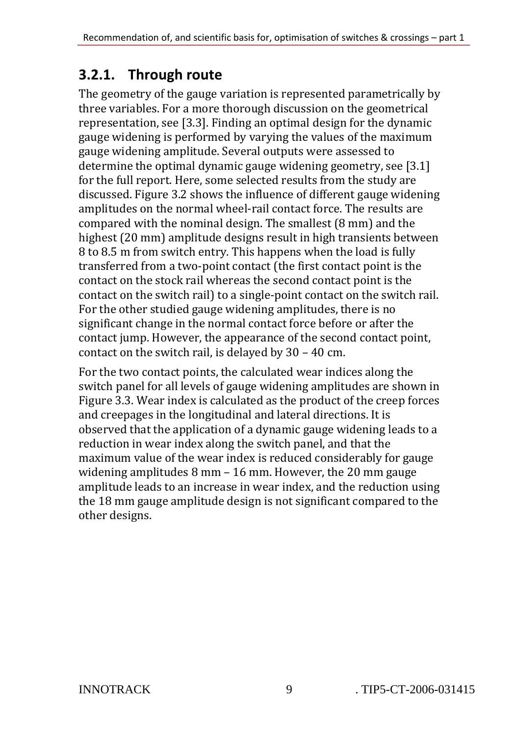### 3.2.1. Through route

The geometry of the gauge variation is represented parametrically by three variables. For a more thorough discussion on the geometrical representation, see [3.3]. Finding an optimal design for the dynamic gauge widening is performed by varying the values of the maximum gauge widening amplitude. Several outputs were assessed to determine the optimal dynamic gauge widening geometry, see [3.1] for the full report. Here, some selected results from the study are discussed. Figure 3.2 shows the influence of different gauge widening amplitudes on the normal wheel-rail contact force. The results are compared with the nominal design. The smallest (8 mm) and the highest (20 mm) amplitude designs result in high transients between 8 to 8.5 m from switch entry. This happens when the load is fully transferred from a two-point contact (the first contact point is the contact on the stock rail whereas the second contact point is the contact on the switch rail) to a single-point contact on the switch rail. For the other studied gauge widening amplitudes, there is no significant change in the normal contact force before or after the contact jump. However, the appearance of the second contact point, contact on the switch rail, is delayed by 30 – 40 cm.

For the two contact points, the calculated wear indices along the switch panel for all levels of gauge widening amplitudes are shown in Figure 3.3. Wear index is calculated as the product of the creep forces and creepages in the longitudinal and lateral directions. It is observed that the application of a dynamic gauge widening leads to a reduction in wear index along the switch panel, and that the maximum value of the wear index is reduced considerably for gauge widening amplitudes 8 mm – 16 mm. However, the 20 mm gauge amplitude leads to an increase in wear index, and the reduction using the 18 mm gauge amplitude design is not significant compared to the other designs.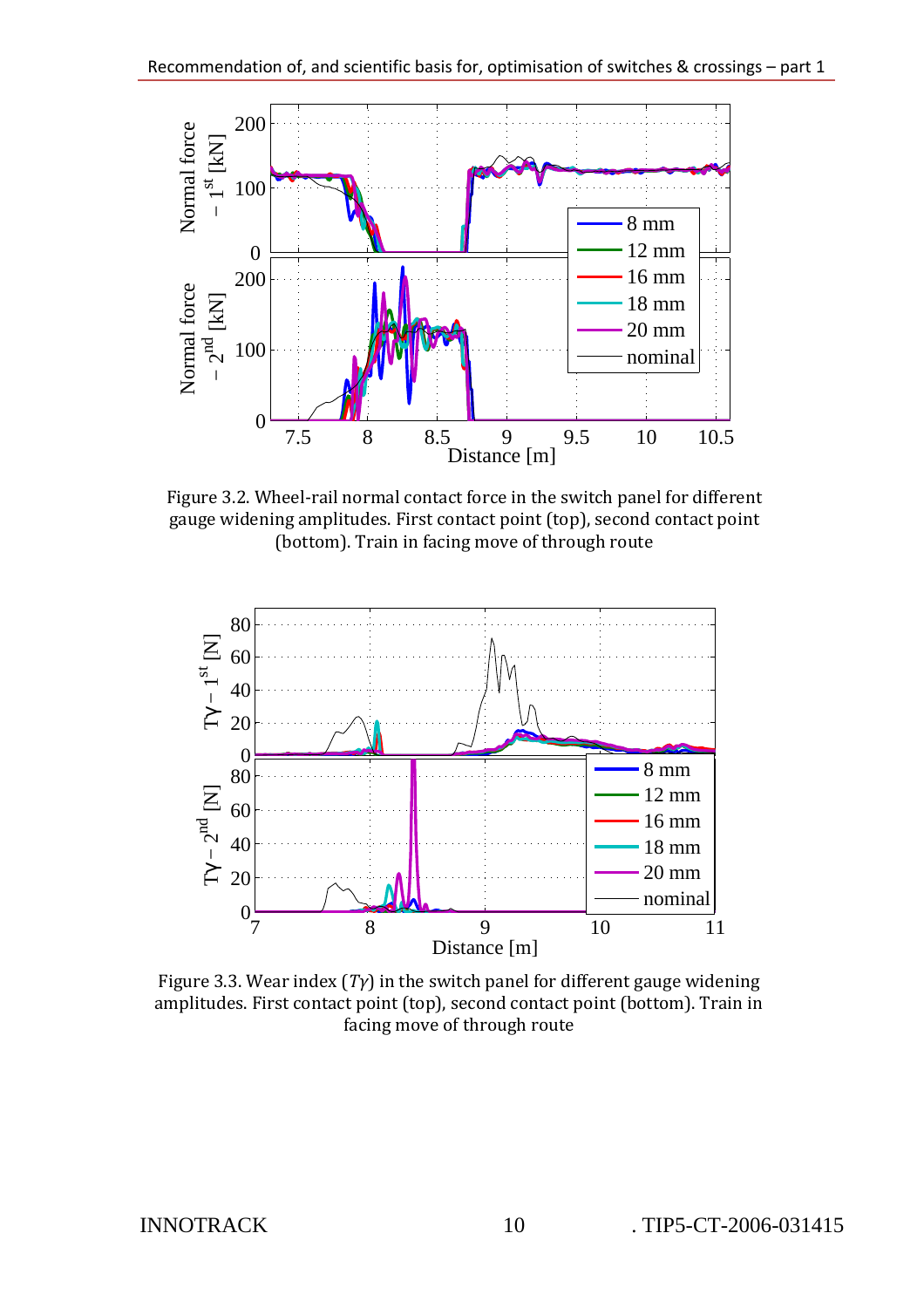Figure 3.2. Wheel-rail normal contact force in the switch panel for different gauge widening amplitudes. First contact point (top), second contact point (bottom). Train in facing move of through route

Figure 3.3. Wear index ($T\gamma$) in the switch panel for different gauge widening amplitudes. First contact point (top), second contact point (bottom). Train in facing move of through route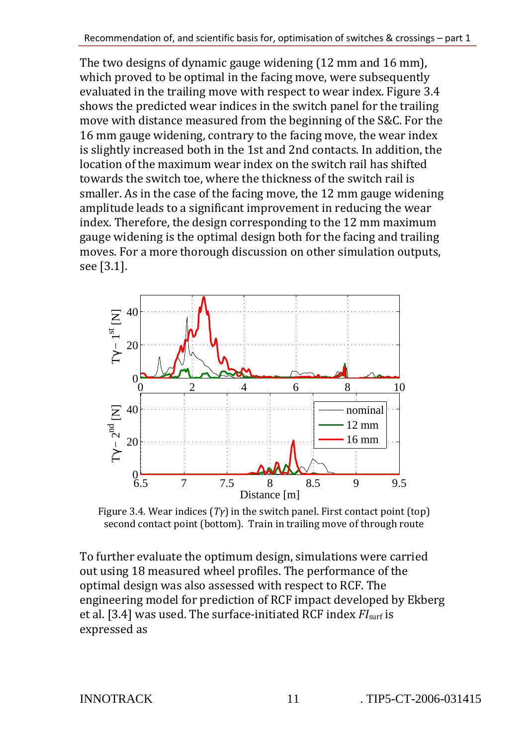The two designs of dynamic gauge widening (12 mm and 16 mm), which proved to be optimal in the facing move, were subsequently evaluated in the trailing move with respect to wear index. Figure 3.4 shows the predicted wear indices in the switch panel for the trailing move with distance measured from the beginning of the S&C. For the 16 mm gauge widening, contrary to the facing move, the wear index is slightly increased both in the 1st and 2nd contacts. In addition, the location of the maximum wear index on the switch rail has shifted towards the switch toe, where the thickness of the switch rail is smaller. As in the case of the facing move, the 12 mm gauge widening amplitude leads to a significant improvement in reducing the wear index. Therefore, the design corresponding to the 12 mm maximum gauge widening is the optimal design both for the facing and trailing moves. For a more thorough discussion on other simulation outputs, see [3.1].

Figure 3.4. Wear indices ($T\gamma$) in the switch panel. First contact point (top) second contact point (bottom). Train in trailing move of through route

To further evaluate the optimum design, simulations were carried out using 18 measured wheel profiles. The performance of the optimal design was also assessed with respect to RCF. The engineering model for prediction of RCF impact developed by Ekberg et al. [3.4] was used. The surface-initiated RCF index $FI_{\mathrm{surf}}$ is expressed as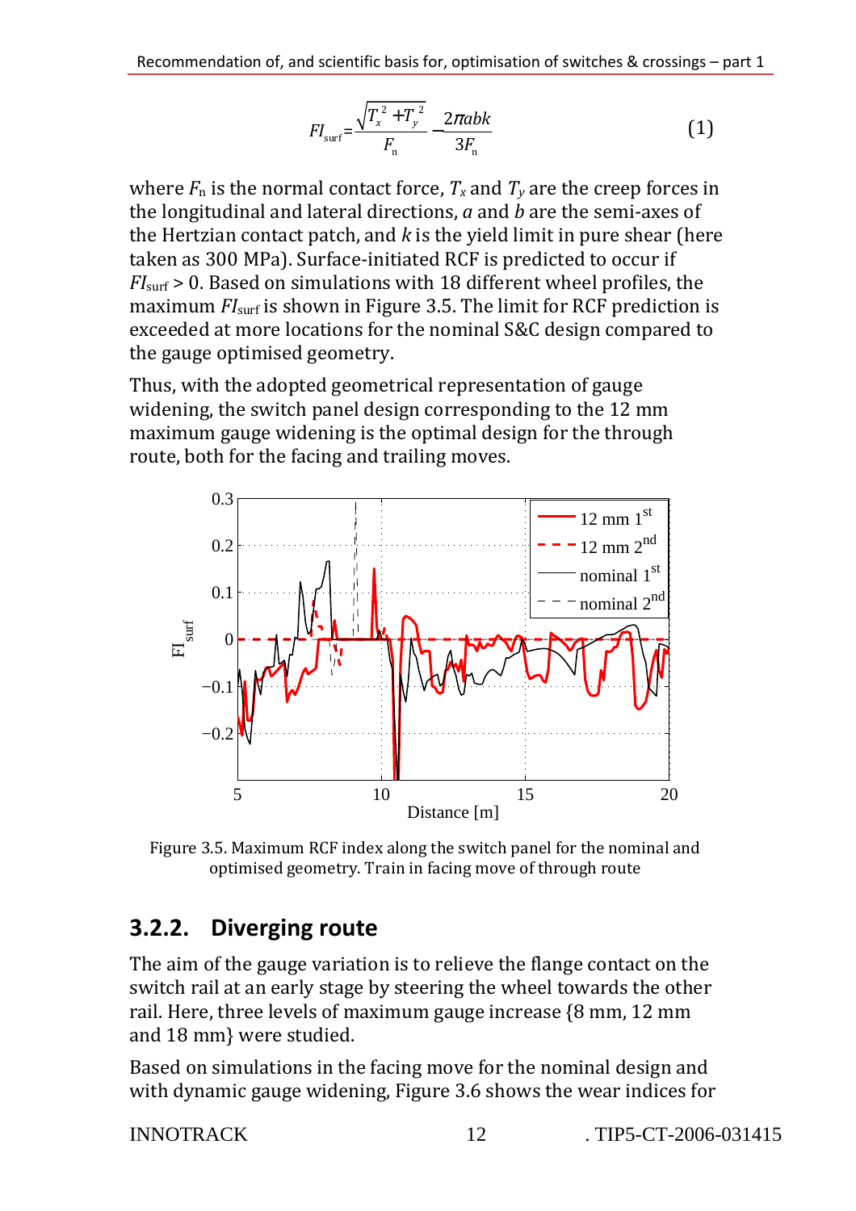$$FI_{surf} = \frac{\sqrt{T_x^2 + T_y^2}}{F_n} - \frac{2\pi abk}{3F_n} \quad (1)$$

where $F_n$ is the normal contact force, $T_x$ and $T_y$ are the creep forces in the longitudinal and lateral directions, $a$ and $b$ are the semi-axes of the Hertzian contact patch, and $k$ is the yield limit in pure shear (here taken as 300 MPa). Surface-initiated RCF is predicted to occur if $FI_{surf} > 0$. Based on simulations with 18 different wheel profiles, the maximum $FI_{surf}$ is shown in Figure 3.5. The limit for RCF prediction is exceeded at more locations for the nominal S&C design compared to the gauge optimised geometry.

Thus, with the adopted geometrical representation of gauge widening, the switch panel design corresponding to the 12 mm maximum gauge widening is the optimal design for the through route, both for the facing and trailing moves.

Figure 3.5. Maximum RCF index along the switch panel for the nominal and optimised geometry. Train in facing move of through route

## 3.2.2. Diverging route

The aim of the gauge variation is to relieve the flange contact on the switch rail at an early stage by steering the wheel towards the other rail. Here, three levels of maximum gauge increase {8 mm, 12 mm and 18 mm} were studied.

Based on simulations in the facing move for the nominal design and with dynamic gauge widening, Figure 3.6 shows the wear indices for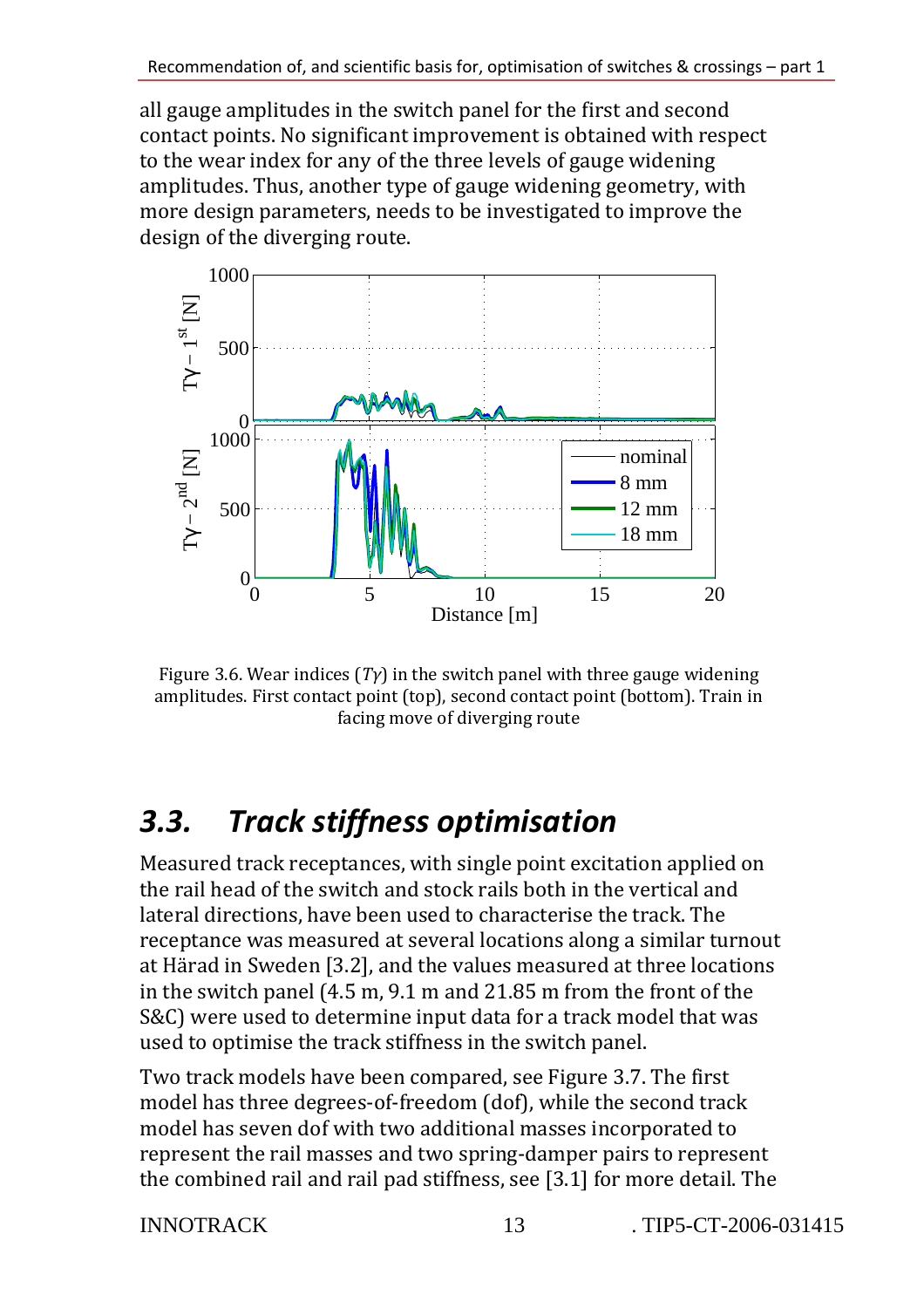all gauge amplitudes in the switch panel for the first and second contact points. No significant improvement is obtained with respect to the wear index for any of the three levels of gauge widening amplitudes. Thus, another type of gauge widening geometry, with more design parameters, needs to be investigated to improve the design of the diverging route.

Figure 3.6. Wear indices ($T\gamma$) in the switch panel with three gauge widening amplitudes. First contact point (top), second contact point (bottom). Train in facing move of diverging route

## *3.3. Track stiffness optimisation*

Measured track receptances, with single point excitation applied on the rail head of the switch and stock rails both in the vertical and lateral directions, have been used to characterise the track. The receptance was measured at several locations along a similar turnout at Härad in Sweden [3.2], and the values measured at three locations in the switch panel (4.5 m, 9.1 m and 21.85 m from the front of the S&C) were used to determine input data for a track model that was used to optimise the track stiffness in the switch panel.

Two track models have been compared, see Figure 3.7. The first model has three degrees-of-freedom (dof), while the second track model has seven dof with two additional masses incorporated to represent the rail masses and two spring-damper pairs to represent the combined rail and rail pad stiffness, see [3.1] for more detail. The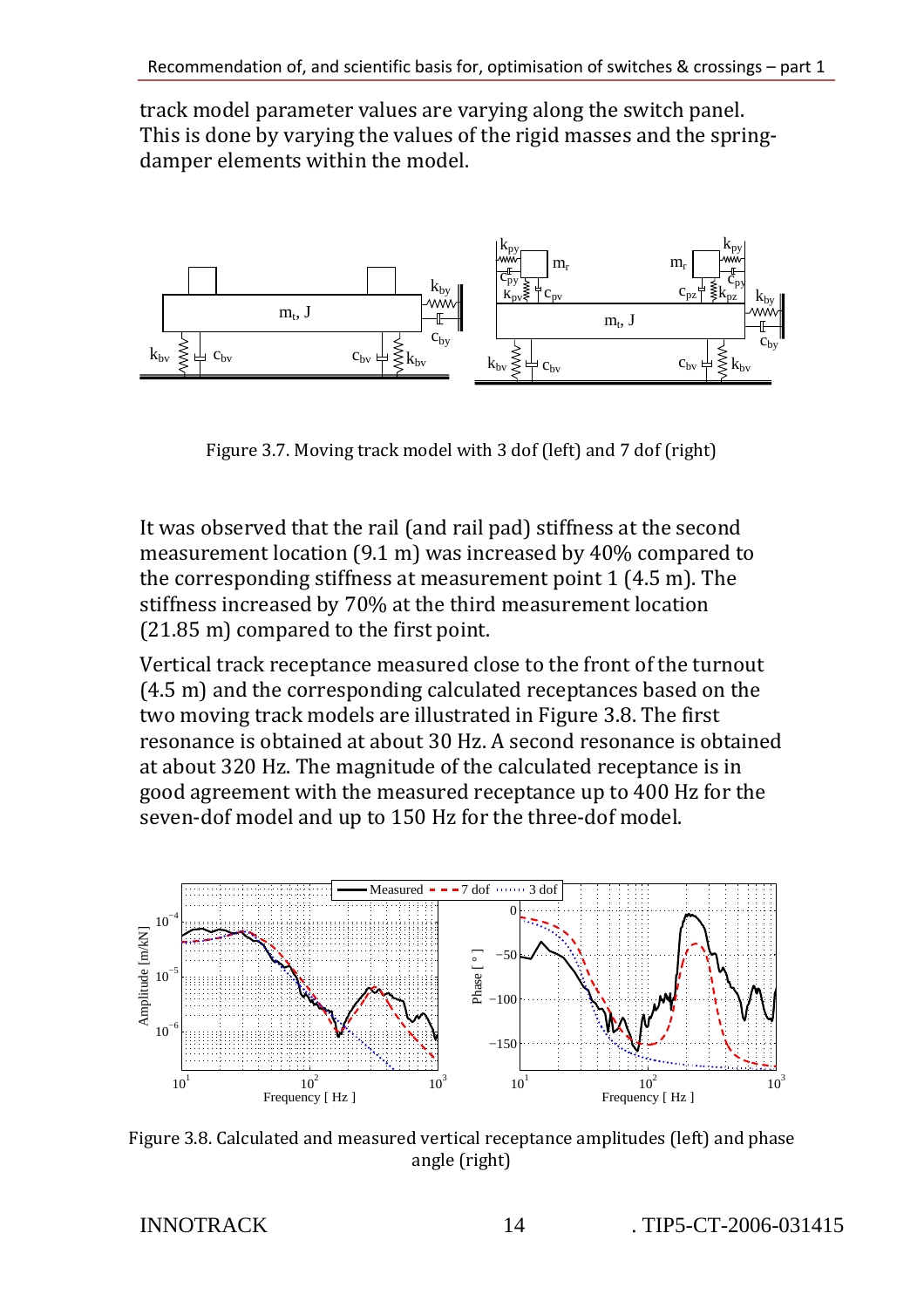track model parameter values are varying along the switch panel. This is done by varying the values of the rigid masses and the spring-damper elements within the model.

Figure 3.7. Moving track model with 3 dof (left) and 7 dof (right)

It was observed that the rail (and rail pad) stiffness at the second measurement location (9.1 m) was increased by 40% compared to the corresponding stiffness at measurement point 1 (4.5 m). The stiffness increased by 70% at the third measurement location (21.85 m) compared to the first point.

Vertical track receptance measured close to the front of the turnout (4.5 m) and the corresponding calculated receptances based on the two moving track models are illustrated in Figure 3.8. The first resonance is obtained at about 30 Hz. A second resonance is obtained at about 320 Hz. The magnitude of the calculated receptance is in good agreement with the measured receptance up to 400 Hz for the seven-dof model and up to 150 Hz for the three-dof model.

Figure 3.8. Calculated and measured vertical receptance amplitudes (left) and phase angle (right)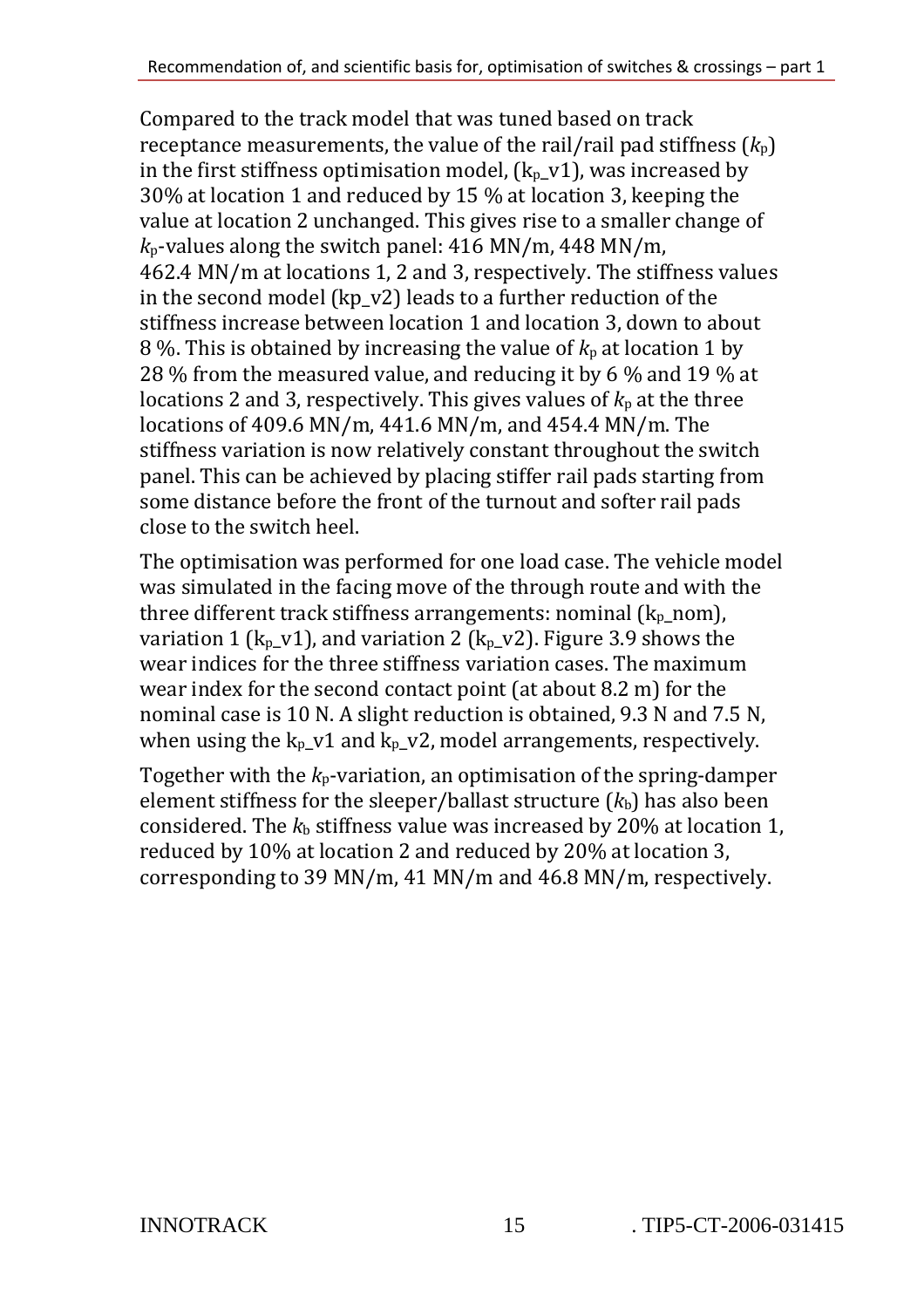Compared to the track model that was tuned based on track receptance measurements, the value of the rail/rail pad stiffness ($k_p$) in the first stiffness optimisation model, ($k_p$_v1), was increased by 30% at location 1 and reduced by 15 % at location 3, keeping the value at location 2 unchanged. This gives rise to a smaller change of $k_p$-values along the switch panel: 416 MN/m, 448 MN/m, 462.4 MN/m at locations 1, 2 and 3, respectively. The stiffness values in the second model (kp_v2) leads to a further reduction of the stiffness increase between location 1 and location 3, down to about 8 %. This is obtained by increasing the value of $k_p$ at location 1 by 28 % from the measured value, and reducing it by 6 % and 19 % at locations 2 and 3, respectively. This gives values of $k_p$ at the three locations of 409.6 MN/m, 441.6 MN/m, and 454.4 MN/m. The stiffness variation is now relatively constant throughout the switch panel. This can be achieved by placing stiffer rail pads starting from some distance before the front of the turnout and softer rail pads close to the switch heel.

The optimisation was performed for one load case. The vehicle model was simulated in the facing move of the through route and with the three different track stiffness arrangements: nominal ($k_p$_nom), variation 1 ($k_p$_v1), and variation 2 ($k_p$_v2). Figure 3.9 shows the wear indices for the three stiffness variation cases. The maximum wear index for the second contact point (at about 8.2 m) for the nominal case is 10 N. A slight reduction is obtained, 9.3 N and 7.5 N, when using the $k_p$_v1 and $k_p$_v2, model arrangements, respectively.

Together with the $k_p$-variation, an optimisation of the spring-damper element stiffness for the sleeper/ballast structure ($k_b$) has also been considered. The $k_b$ stiffness value was increased by 20% at location 1, reduced by 10% at location 2 and reduced by 20% at location 3, corresponding to 39 MN/m, 41 MN/m and 46.8 MN/m, respectively.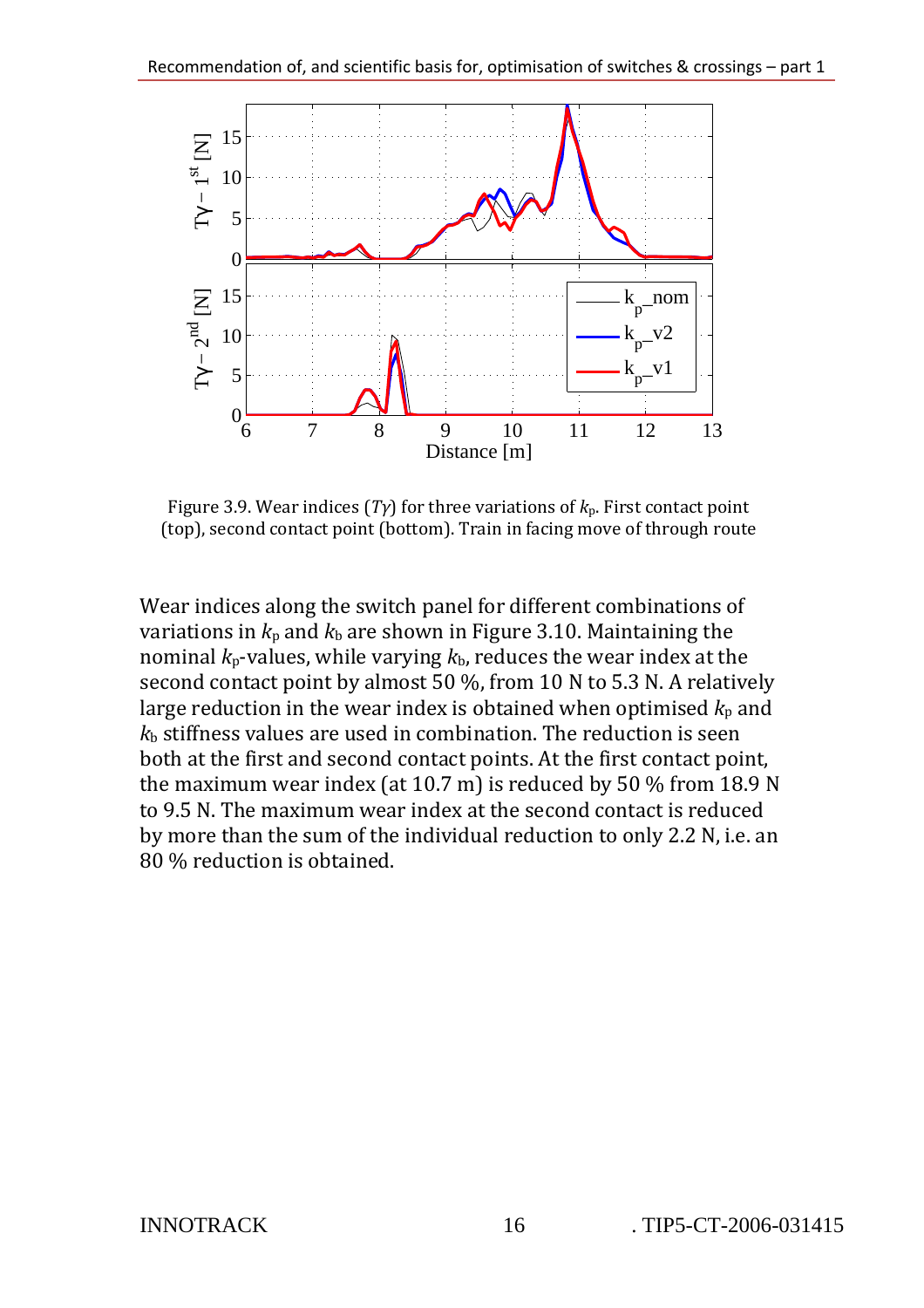Figure 3.9. Wear indices ($T\gamma$) for three variations of $k_p$. First contact point (top), second contact point (bottom). Train in facing move of through route

Wear indices along the switch panel for different combinations of variations in $k_p$ and $k_b$ are shown in Figure 3.10. Maintaining the nominal $k_p$-values, while varying $k_b$, reduces the wear index at the second contact point by almost 50 %, from 10 N to 5.3 N. A relatively large reduction in the wear index is obtained when optimised $k_p$ and $k_b$ stiffness values are used in combination. The reduction is seen both at the first and second contact points. At the first contact point, the maximum wear index (at 10.7 m) is reduced by 50 % from 18.9 N to 9.5 N. The maximum wear index at the second contact is reduced by more than the sum of the individual reduction to only 2.2 N, i.e. an 80 % reduction is obtained.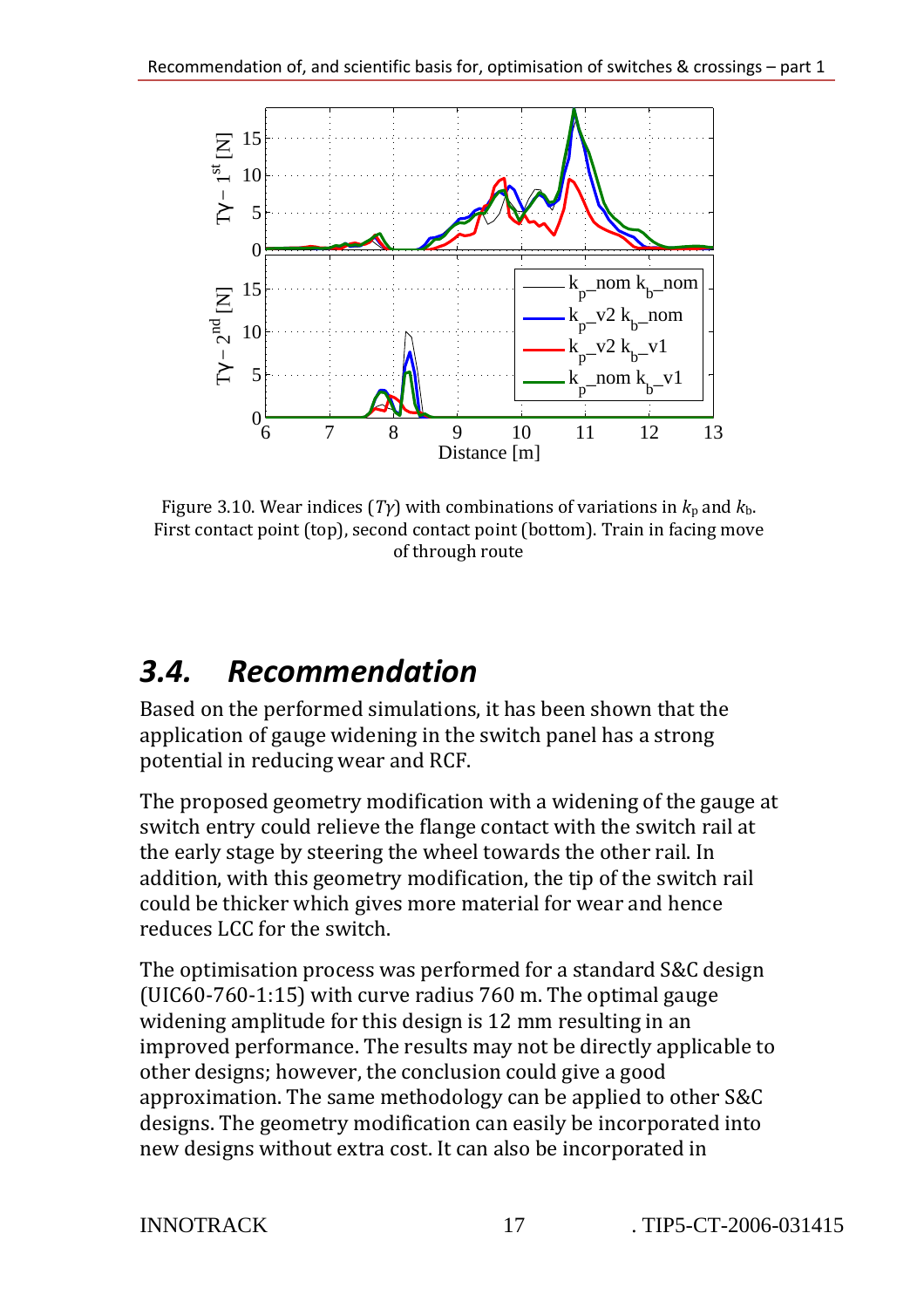Figure 3.10. Wear indices ($T\gamma$) with combinations of variations in $k_p$ and $k_b$. First contact point (top), second contact point (bottom). Train in facing move of through route

## 3.4. Recommendation

Based on the performed simulations, it has been shown that the application of gauge widening in the switch panel has a strong potential in reducing wear and RCF.

The proposed geometry modification with a widening of the gauge at switch entry could relieve the flange contact with the switch rail at the early stage by steering the wheel towards the other rail. In addition, with this geometry modification, the tip of the switch rail could be thicker which gives more material for wear and hence reduces LCC for the switch.

The optimisation process was performed for a standard S&C design (UIC60-760-1:15) with curve radius 760 m. The optimal gauge widening amplitude for this design is 12 mm resulting in an improved performance. The results may not be directly applicable to other designs; however, the conclusion could give a good approximation. The same methodology can be applied to other S&C designs. The geometry modification can easily be incorporated into new designs without extra cost. It can also be incorporated in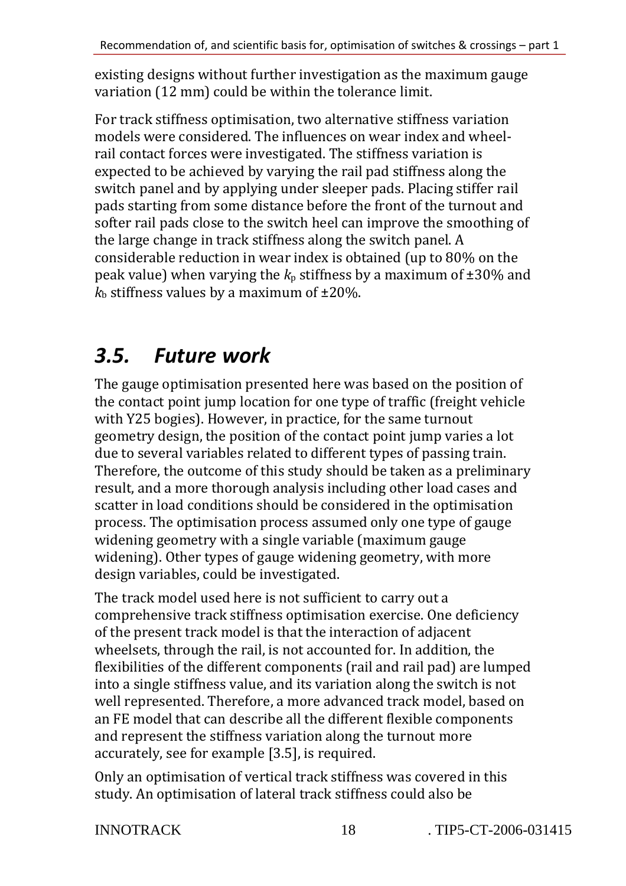existing designs without further investigation as the maximum gauge variation (12 mm) could be within the tolerance limit.

For track stiffness optimisation, two alternative stiffness variation models were considered. The influences on wear index and wheel-rail contact forces were investigated. The stiffness variation is expected to be achieved by varying the rail pad stiffness along the switch panel and by applying under sleeper pads. Placing stiffer rail pads starting from some distance before the front of the turnout and softer rail pads close to the switch heel can improve the smoothing of the large change in track stiffness along the switch panel. A considerable reduction in wear index is obtained (up to 80% on the peak value) when varying the $k_p$ stiffness by a maximum of ±30% and $k_b$ stiffness values by a maximum of ±20%.

## *3.5. Future work*

The gauge optimisation presented here was based on the position of the contact point jump location for one type of traffic (freight vehicle with Y25 bogies). However, in practice, for the same turnout geometry design, the position of the contact point jump varies a lot due to several variables related to different types of passing train. Therefore, the outcome of this study should be taken as a preliminary result, and a more thorough analysis including other load cases and scatter in load conditions should be considered in the optimisation process. The optimisation process assumed only one type of gauge widening geometry with a single variable (maximum gauge widening). Other types of gauge widening geometry, with more design variables, could be investigated.

The track model used here is not sufficient to carry out a comprehensive track stiffness optimisation exercise. One deficiency of the present track model is that the interaction of adjacent wheelsets, through the rail, is not accounted for. In addition, the flexibilities of the different components (rail and rail pad) are lumped into a single stiffness value, and its variation along the switch is not well represented. Therefore, a more advanced track model, based on an FE model that can describe all the different flexible components and represent the stiffness variation along the turnout more accurately, see for example [3.5], is required.

Only an optimisation of vertical track stiffness was covered in this study. An optimisation of lateral track stiffness could also be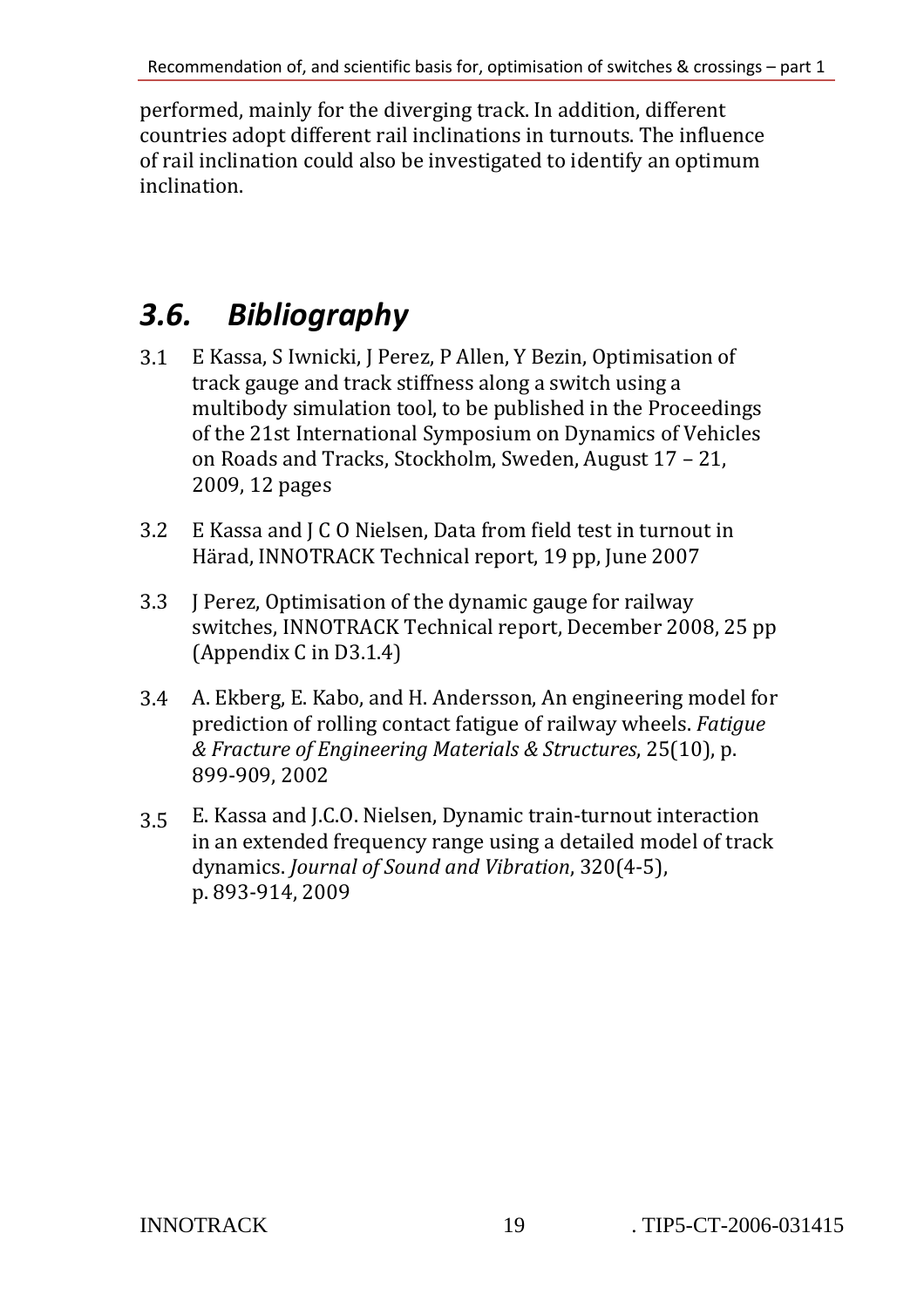performed, mainly for the diverging track. In addition, different countries adopt different rail inclinations in turnouts. The influence of rail inclination could also be investigated to identify an optimum inclination.

## 3.6. Bibliography

3.1 E Kassa, S Iwnicki, J Perez, P Allen, Y Bezin, Optimisation of track gauge and track stiffness along a switch using a multibody simulation tool, to be published in the Proceedings of the 21st International Symposium on Dynamics of Vehicles on Roads and Tracks, Stockholm, Sweden, August 17 – 21, 2009, 12 pages

3.2 E Kassa and J C O Nielsen, Data from field test in turnout in Härad, INNOTRACK Technical report, 19 pp, June 2007

3.3 J Perez, Optimisation of the dynamic gauge for railway switches, INNOTRACK Technical report, December 2008, 25 pp (Appendix C in D3.1.4)

3.4 A. Ekberg, E. Kabo, and H. Andersson, An engineering model for prediction of rolling contact fatigue of railway wheels. *Fatigue & Fracture of Engineering Materials & Structures*, 25(10), p. 899-909, 2002

3.5 E. Kassa and J.C.O. Nielsen, Dynamic train-turnout interaction in an extended frequency range using a detailed model of track dynamics. *Journal of Sound and Vibration*, 320(4-5), p. 893-914, 2009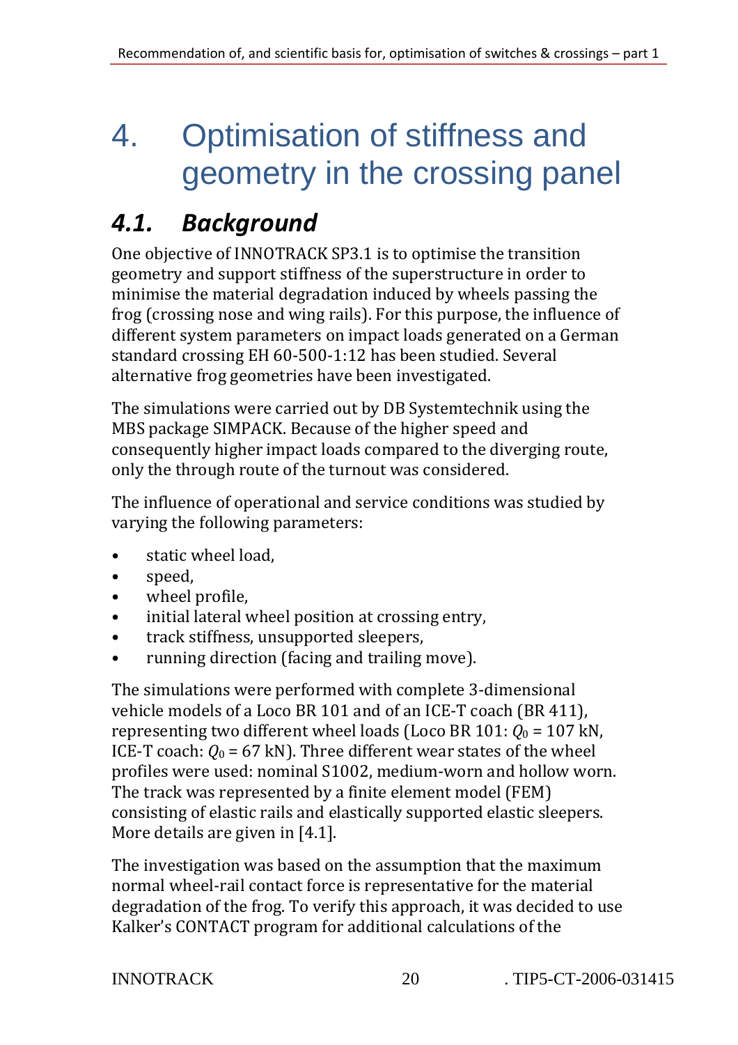# 4. Optimisation of stiffness and geometry in the crossing panel

## 4.1. Background

One objective of INNOTRACK SP3.1 is to optimise the transition geometry and support stiffness of the superstructure in order to minimise the material degradation induced by wheels passing the frog (crossing nose and wing rails). For this purpose, the influence of different system parameters on impact loads generated on a German standard crossing EH 60-500-1:12 has been studied. Several alternative frog geometries have been investigated.

The simulations were carried out by DB Systemtechnik using the MBS package SIMPACK. Because of the higher speed and consequently higher impact loads compared to the diverging route, only the through route of the turnout was considered.

The influence of operational and service conditions was studied by varying the following parameters:

- static wheel load,
- speed,
- wheel profile,
- initial lateral wheel position at crossing entry,
- track stiffness, unsupported sleepers,
- running direction (facing and trailing move).

The simulations were performed with complete 3-dimensional vehicle models of a Loco BR 101 and of an ICE-T coach (BR 411), representing two different wheel loads (Loco BR 101: $Q_0$ = 107 kN, ICE-T coach: $Q_0$ = 67 kN). Three different wear states of the wheel profiles were used: nominal S1002, medium-worn and hollow worn. The track was represented by a finite element model (FEM) consisting of elastic rails and elastically supported elastic sleepers. More details are given in [4.1].

The investigation was based on the assumption that the maximum normal wheel-rail contact force is representative for the material degradation of the frog. To verify this approach, it was decided to use Kalker's CONTACT program for additional calculations of the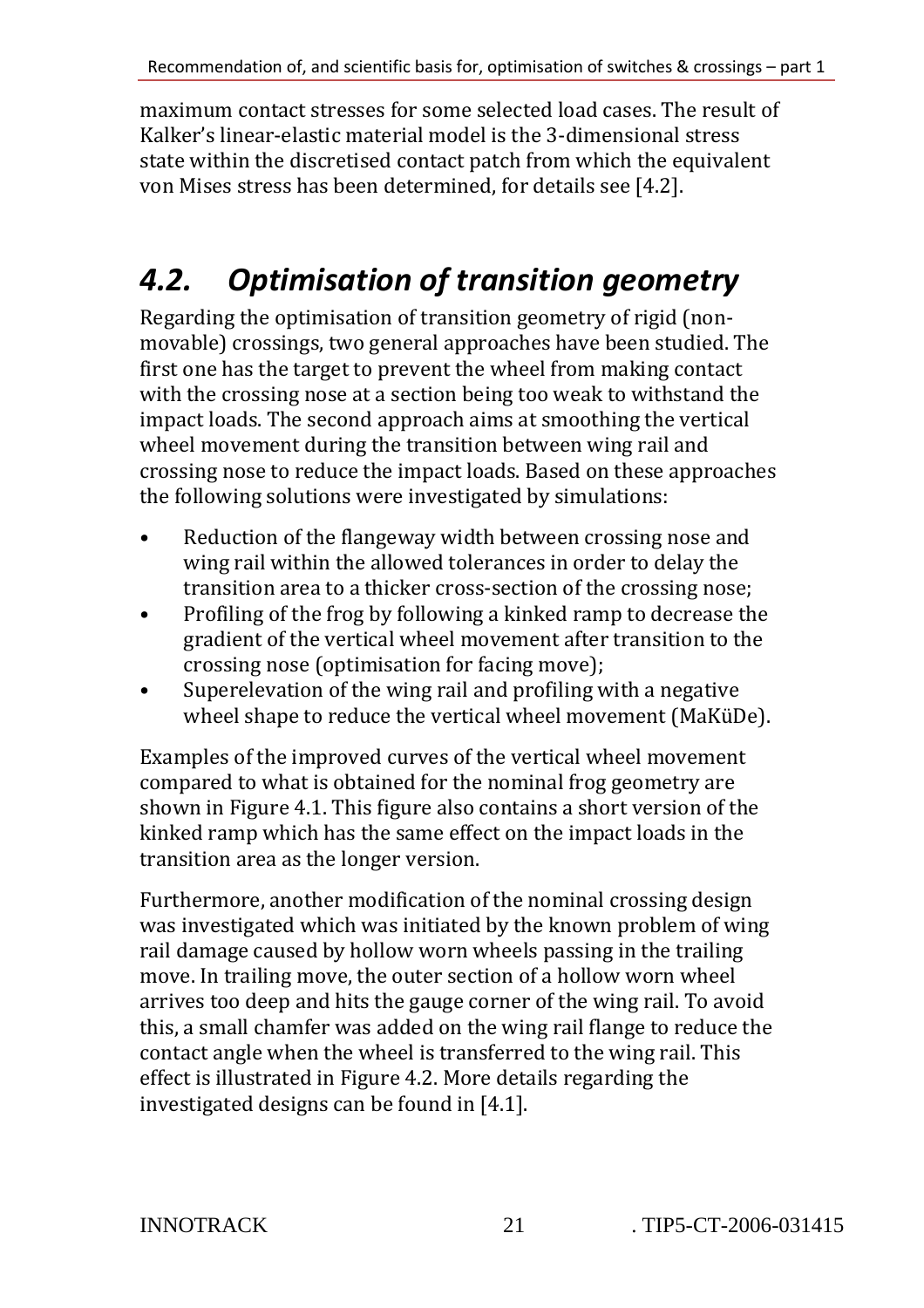maximum contact stresses for some selected load cases. The result of Kalker's linear-elastic material model is the 3-dimensional stress state within the discretised contact patch from which the equivalent von Mises stress has been determined, for details see [4.2].

## *4.2. Optimisation of transition geometry*

Regarding the optimisation of transition geometry of rigid (non-movable) crossings, two general approaches have been studied. The first one has the target to prevent the wheel from making contact with the crossing nose at a section being too weak to withstand the impact loads. The second approach aims at smoothing the vertical wheel movement during the transition between wing rail and crossing nose to reduce the impact loads. Based on these approaches the following solutions were investigated by simulations:

- Reduction of the flangeway width between crossing nose and wing rail within the allowed tolerances in order to delay the transition area to a thicker cross-section of the crossing nose;
- Profiling of the frog by following a kinked ramp to decrease the gradient of the vertical wheel movement after transition to the crossing nose (optimisation for facing move);
- Superelevation of the wing rail and profiling with a negative wheel shape to reduce the vertical wheel movement (MaKüDe).

Examples of the improved curves of the vertical wheel movement compared to what is obtained for the nominal frog geometry are shown in Figure 4.1. This figure also contains a short version of the kinked ramp which has the same effect on the impact loads in the transition area as the longer version.

Furthermore, another modification of the nominal crossing design was investigated which was initiated by the known problem of wing rail damage caused by hollow worn wheels passing in the trailing move. In trailing move, the outer section of a hollow worn wheel arrives too deep and hits the gauge corner of the wing rail. To avoid this, a small chamfer was added on the wing rail flange to reduce the contact angle when the wheel is transferred to the wing rail. This effect is illustrated in Figure 4.2. More details regarding the investigated designs can be found in [4.1].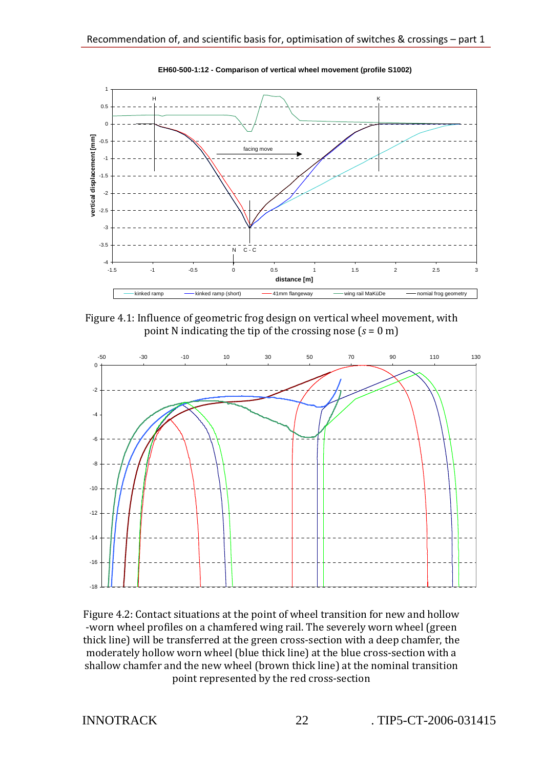Figure 4.1: Influence of geometric frog design on vertical wheel movement, with point N indicating the tip of the crossing nose ($s$ = 0 m)

Figure 4.2: Contact situations at the point of wheel transition for new and hollow -worn wheel profiles on a chamfered wing rail. The severely worn wheel (green thick line) will be transferred at the green cross-section with a deep chamfer, the moderately hollow worn wheel (blue thick line) at the blue cross-section with a shallow chamfer and the new wheel (brown thick line) at the nominal transition point represented by the red cross-section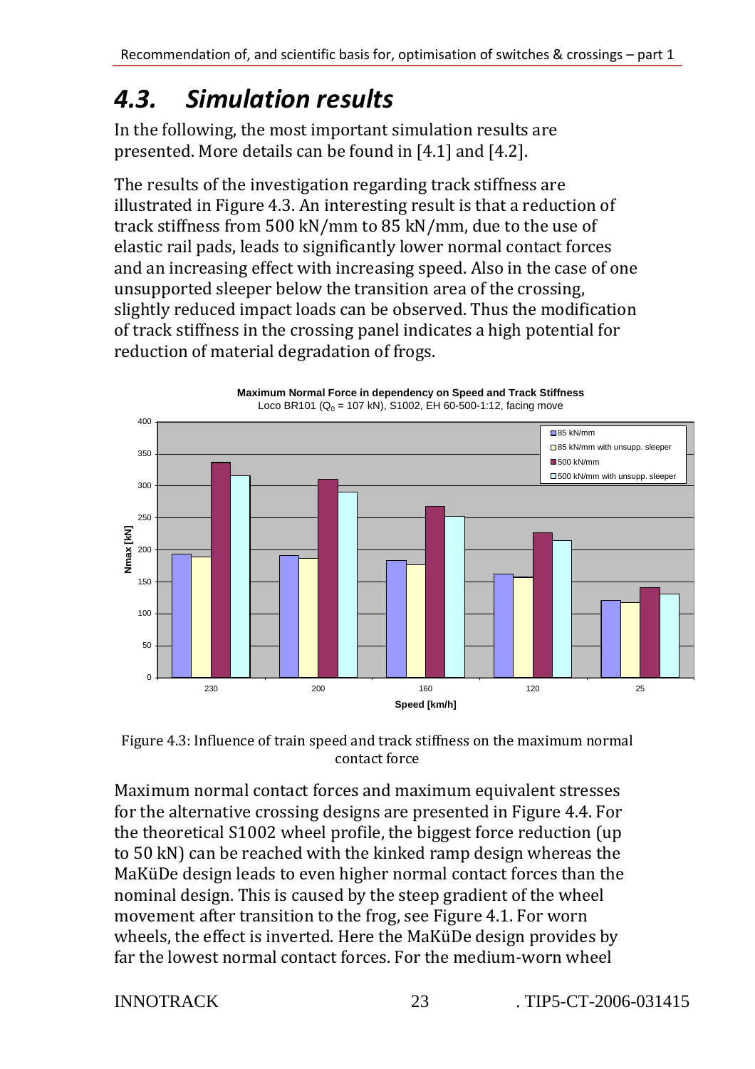## 4.3. Simulation results

In the following, the most important simulation results are presented. More details can be found in [4.1] and [4.2].

The results of the investigation regarding track stiffness are illustrated in Figure 4.3. An interesting result is that a reduction of track stiffness from 500 kN/mm to 85 kN/mm, due to the use of elastic rail pads, leads to significantly lower normal contact forces and an increasing effect with increasing speed. Also in the case of one unsupported sleeper below the transition area of the crossing, slightly reduced impact loads can be observed. Thus the modification of track stiffness in the crossing panel indicates a high potential for reduction of material degradation of frogs.

Figure 4.3: Influence of train speed and track stiffness on the maximum normal contact force

Maximum normal contact forces and maximum equivalent stresses for the alternative crossing designs are presented in Figure 4.4. For the theoretical S1002 wheel profile, the biggest force reduction (up to 50 kN) can be reached with the kinked ramp design whereas the MaKüDe design leads to even higher normal contact forces than the nominal design. This is caused by the steep gradient of the wheel movement after transition to the frog, see Figure 4.1. For worn wheels, the effect is inverted. Here the MaKüDe design provides by far the lowest normal contact forces. For the medium-worn wheel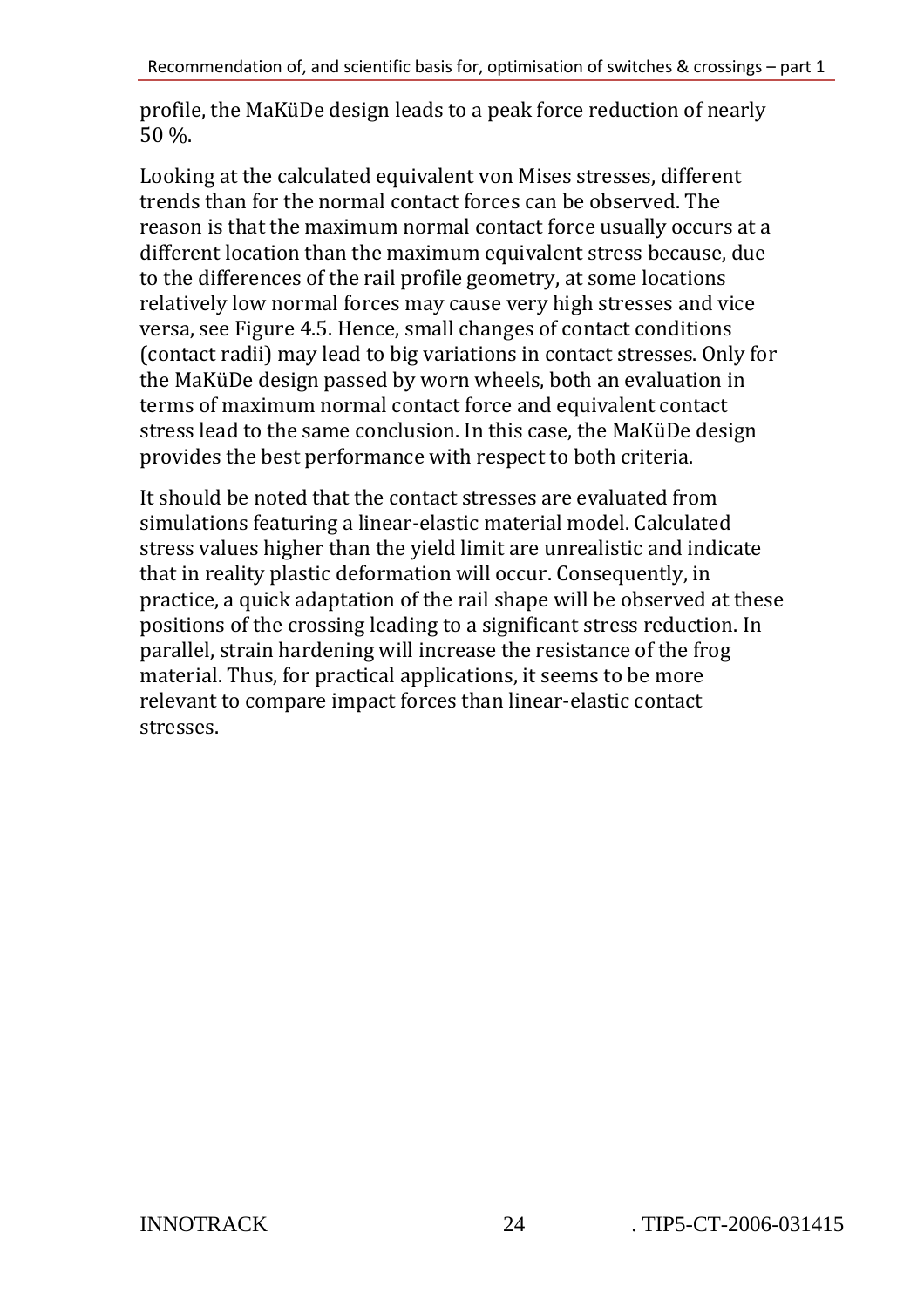profile, the MaKüDe design leads to a peak force reduction of nearly 50 %.

Looking at the calculated equivalent von Mises stresses, different trends than for the normal contact forces can be observed. The reason is that the maximum normal contact force usually occurs at a different location than the maximum equivalent stress because, due to the differences of the rail profile geometry, at some locations relatively low normal forces may cause very high stresses and vice versa, see Figure 4.5. Hence, small changes of contact conditions (contact radii) may lead to big variations in contact stresses. Only for the MaKüDe design passed by worn wheels, both an evaluation in terms of maximum normal contact force and equivalent contact stress lead to the same conclusion. In this case, the MaKüDe design provides the best performance with respect to both criteria.

It should be noted that the contact stresses are evaluated from simulations featuring a linear-elastic material model. Calculated stress values higher than the yield limit are unrealistic and indicate that in reality plastic deformation will occur. Consequently, in practice, a quick adaptation of the rail shape will be observed at these positions of the crossing leading to a significant stress reduction. In parallel, strain hardening will increase the resistance of the frog material. Thus, for practical applications, it seems to be more relevant to compare impact forces than linear-elastic contact stresses.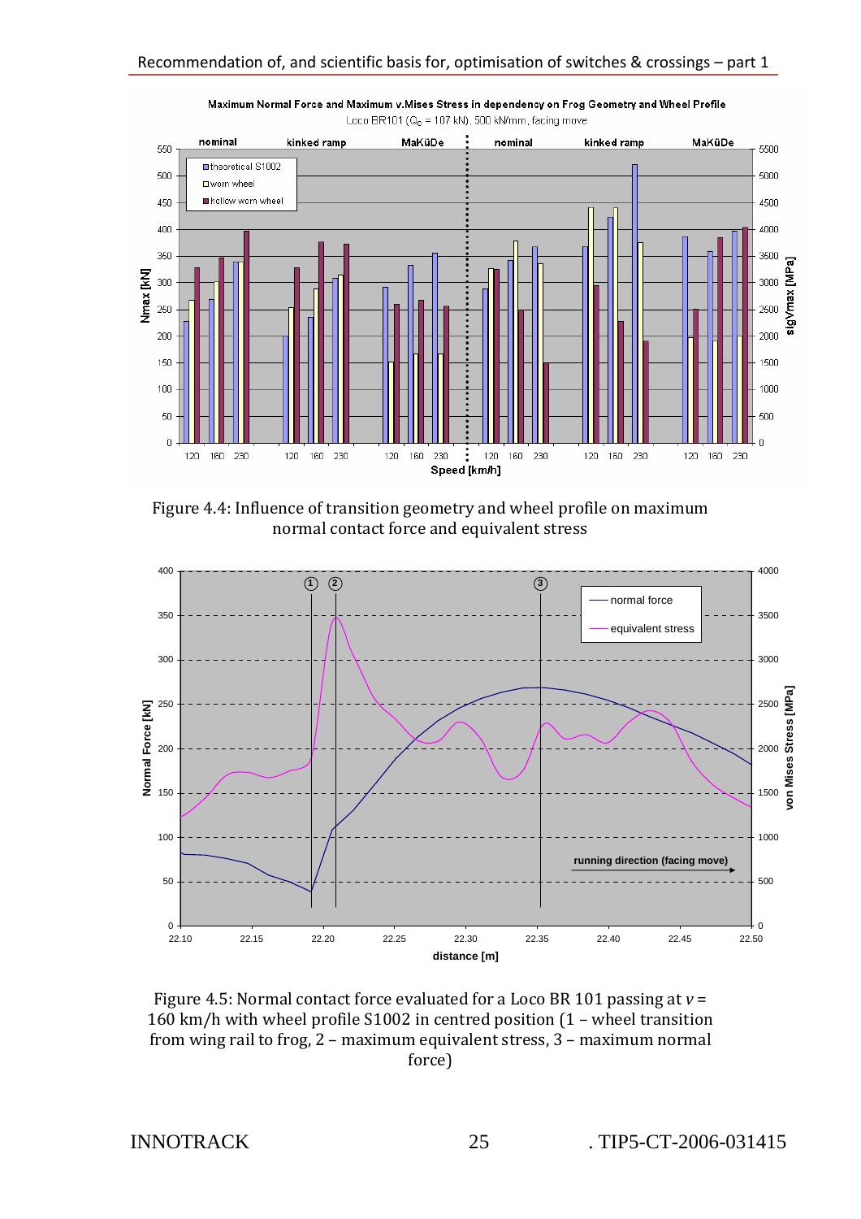Figure 4.4: Influence of transition geometry and wheel profile on maximum normal contact force and equivalent stress

Figure 4.5: Normal contact force evaluated for a Loco BR 101 passing at $v$ = 160 km/h with wheel profile S1002 in centred position (1 – wheel transition from wing rail to frog, 2 – maximum equivalent stress, 3 – maximum normal force)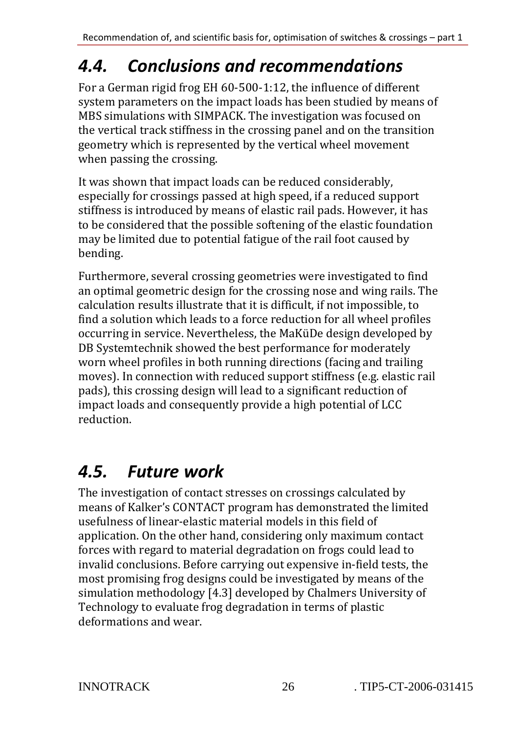## *4.4. Conclusions and recommendations*

For a German rigid frog EH 60-500-1:12, the influence of different system parameters on the impact loads has been studied by means of MBS simulations with SIMPACK. The investigation was focused on the vertical track stiffness in the crossing panel and on the transition geometry which is represented by the vertical wheel movement when passing the crossing.

It was shown that impact loads can be reduced considerably, especially for crossings passed at high speed, if a reduced support stiffness is introduced by means of elastic rail pads. However, it has to be considered that the possible softening of the elastic foundation may be limited due to potential fatigue of the rail foot caused by bending.

Furthermore, several crossing geometries were investigated to find an optimal geometric design for the crossing nose and wing rails. The calculation results illustrate that it is difficult, if not impossible, to find a solution which leads to a force reduction for all wheel profiles occurring in service. Nevertheless, the MaKüDe design developed by DB Systemtechnik showed the best performance for moderately worn wheel profiles in both running directions (facing and trailing moves). In connection with reduced support stiffness (e.g. elastic rail pads), this crossing design will lead to a significant reduction of impact loads and consequently provide a high potential of LCC reduction.

## *4.5. Future work*

The investigation of contact stresses on crossings calculated by means of Kalker's CONTACT program has demonstrated the limited usefulness of linear-elastic material models in this field of application. On the other hand, considering only maximum contact forces with regard to material degradation on frogs could lead to invalid conclusions. Before carrying out expensive in-field tests, the most promising frog designs could be investigated by means of the simulation methodology [4.3] developed by Chalmers University of Technology to evaluate frog degradation in terms of plastic deformations and wear.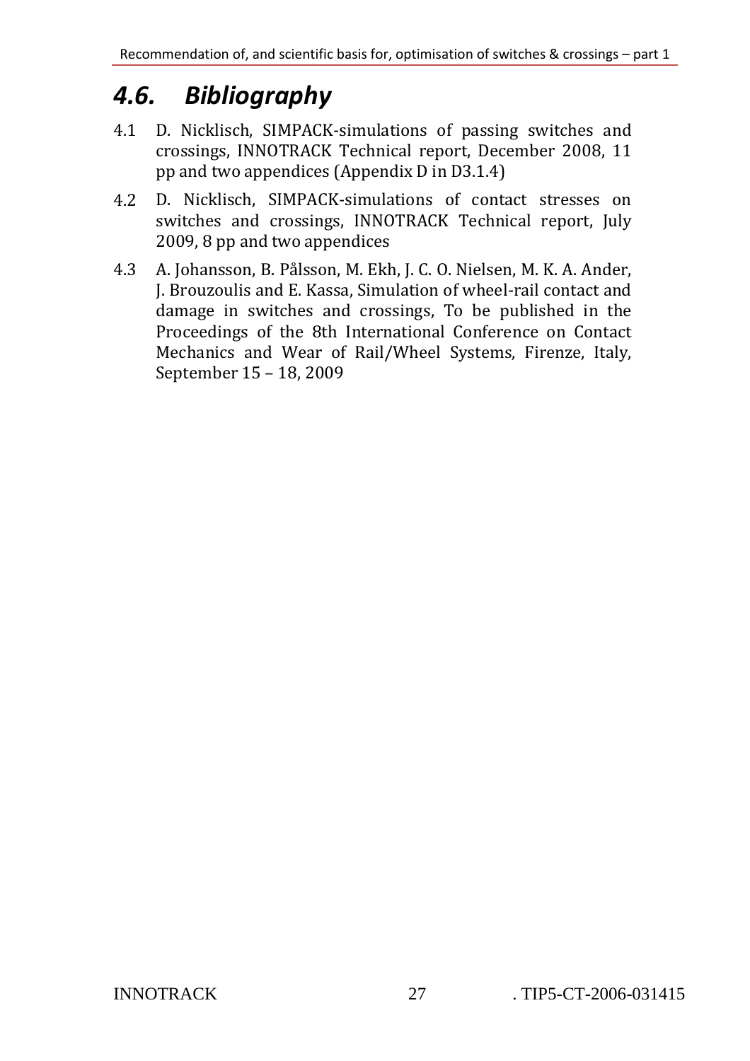## 4.6. Bibliography

4.1 D. Nicklisch, SIMPACK-simulations of passing switches and crossings, INNOTRACK Technical report, December 2008, 11 pp and two appendices (Appendix D in D3.1.4)

4.2 D. Nicklisch, SIMPACK-simulations of contact stresses on switches and crossings, INNOTRACK Technical report, July 2009, 8 pp and two appendices

4.3 A. Johansson, B. Pålsson, M. Ekh, J. C. O. Nielsen, M. K. A. Ander, J. Brouzoulis and E. Kassa, Simulation of wheel-rail contact and damage in switches and crossings, To be published in the Proceedings of the 8th International Conference on Contact Mechanics and Wear of Rail/Wheel Systems, Firenze, Italy, September 15 – 18, 2009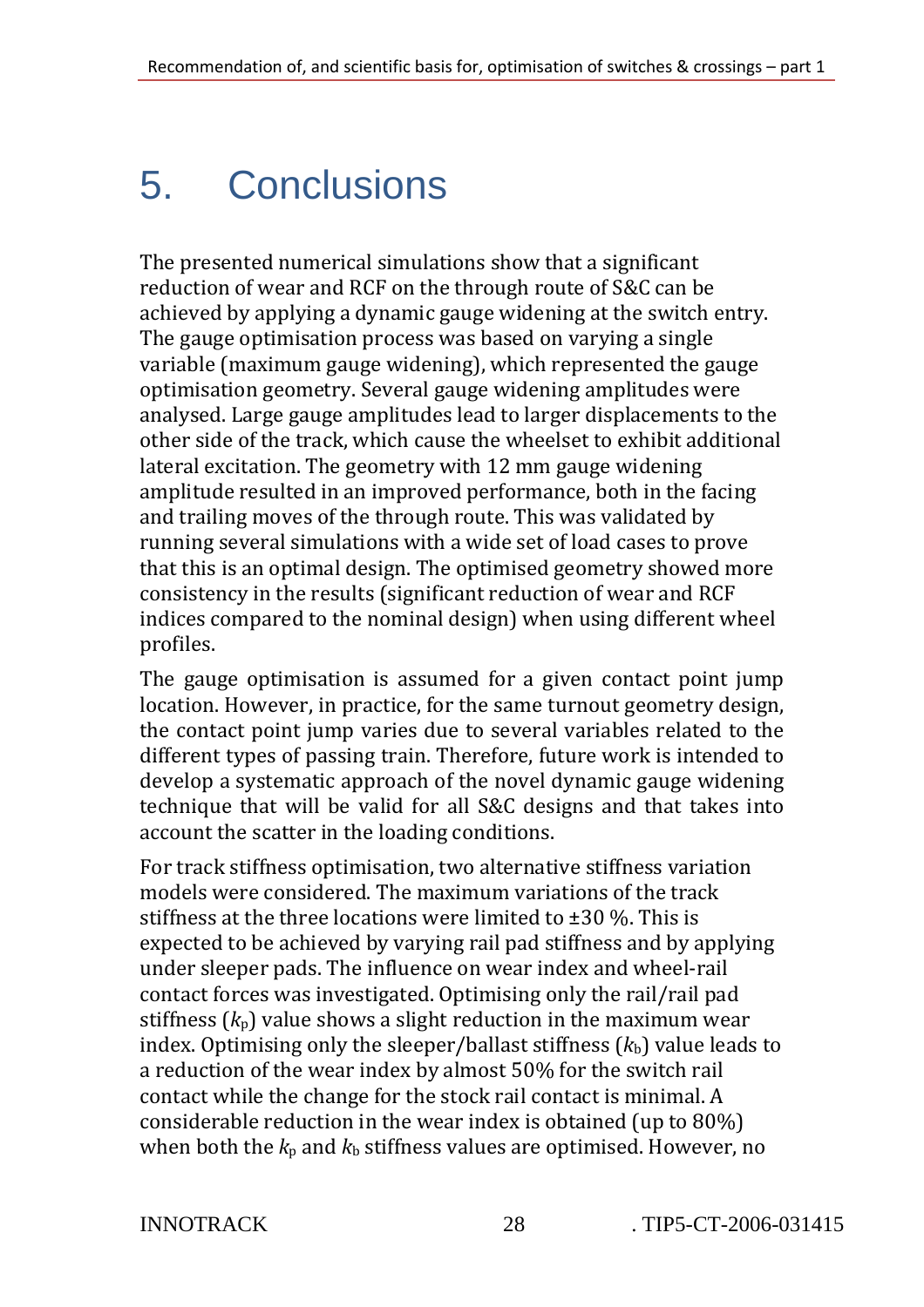# 5. Conclusions

The presented numerical simulations show that a significant reduction of wear and RCF on the through route of S&C can be achieved by applying a dynamic gauge widening at the switch entry. The gauge optimisation process was based on varying a single variable (maximum gauge widening), which represented the gauge optimisation geometry. Several gauge widening amplitudes were analysed. Large gauge amplitudes lead to larger displacements to the other side of the track, which cause the wheelset to exhibit additional lateral excitation. The geometry with 12 mm gauge widening amplitude resulted in an improved performance, both in the facing and trailing moves of the through route. This was validated by running several simulations with a wide set of load cases to prove that this is an optimal design. The optimised geometry showed more consistency in the results (significant reduction of wear and RCF indices compared to the nominal design) when using different wheel profiles.

The gauge optimisation is assumed for a given contact point jump location. However, in practice, for the same turnout geometry design, the contact point jump varies due to several variables related to the different types of passing train. Therefore, future work is intended to develop a systematic approach of the novel dynamic gauge widening technique that will be valid for all S&C designs and that takes into account the scatter in the loading conditions.

For track stiffness optimisation, two alternative stiffness variation models were considered. The maximum variations of the track stiffness at the three locations were limited to ±30 %. This is expected to be achieved by varying rail pad stiffness and by applying under sleeper pads. The influence on wear index and wheel-rail contact forces was investigated. Optimising only the rail/rail pad stiffness ($k_p$) value shows a slight reduction in the maximum wear index. Optimising only the sleeper/ballast stiffness ($k_b$) value leads to a reduction of the wear index by almost 50% for the switch rail contact while the change for the stock rail contact is minimal. A considerable reduction in the wear index is obtained (up to 80%) when both the $k_p$ and $k_b$ stiffness values are optimised. However, no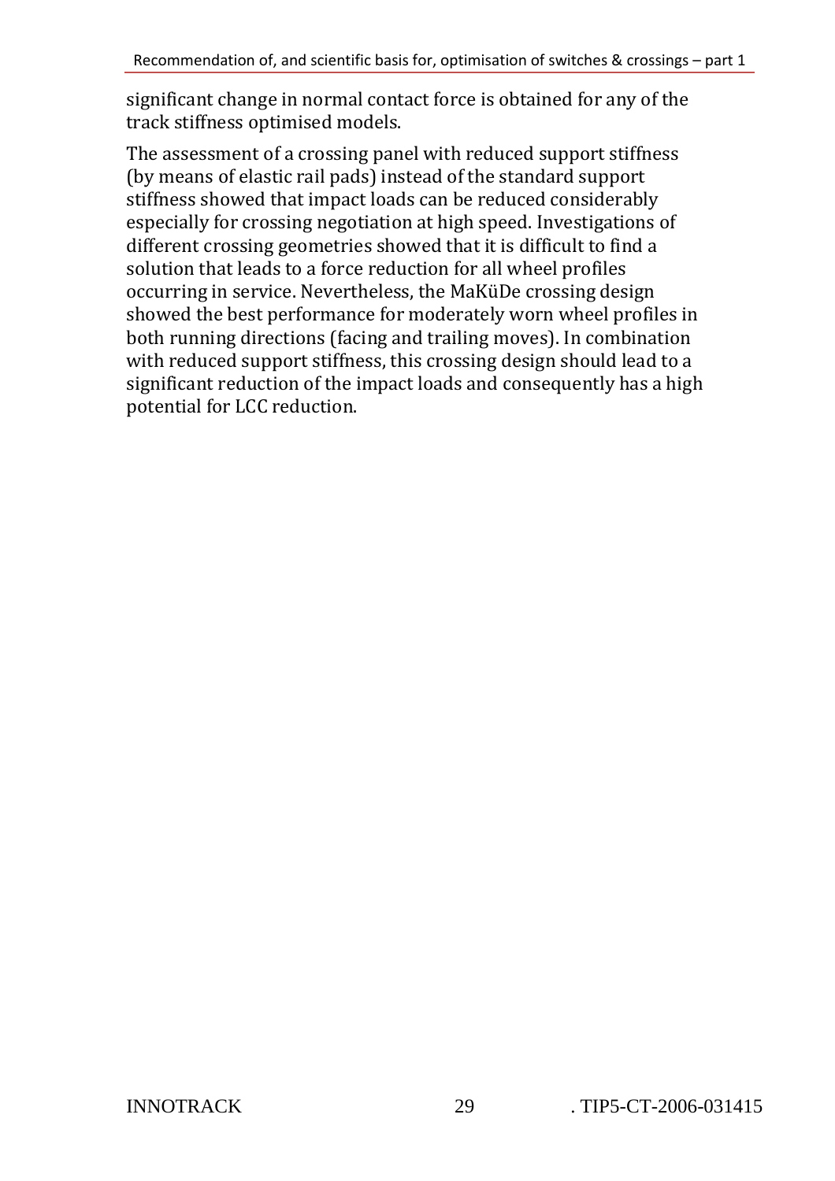significant change in normal contact force is obtained for any of the track stiffness optimised models.

The assessment of a crossing panel with reduced support stiffness (by means of elastic rail pads) instead of the standard support stiffness showed that impact loads can be reduced considerably especially for crossing negotiation at high speed. Investigations of different crossing geometries showed that it is difficult to find a solution that leads to a force reduction for all wheel profiles occurring in service. Nevertheless, the MaKüDe crossing design showed the best performance for moderately worn wheel profiles in both running directions (facing and trailing moves). In combination with reduced support stiffness, this crossing design should lead to a significant reduction of the impact loads and consequently has a high potential for LCC reduction.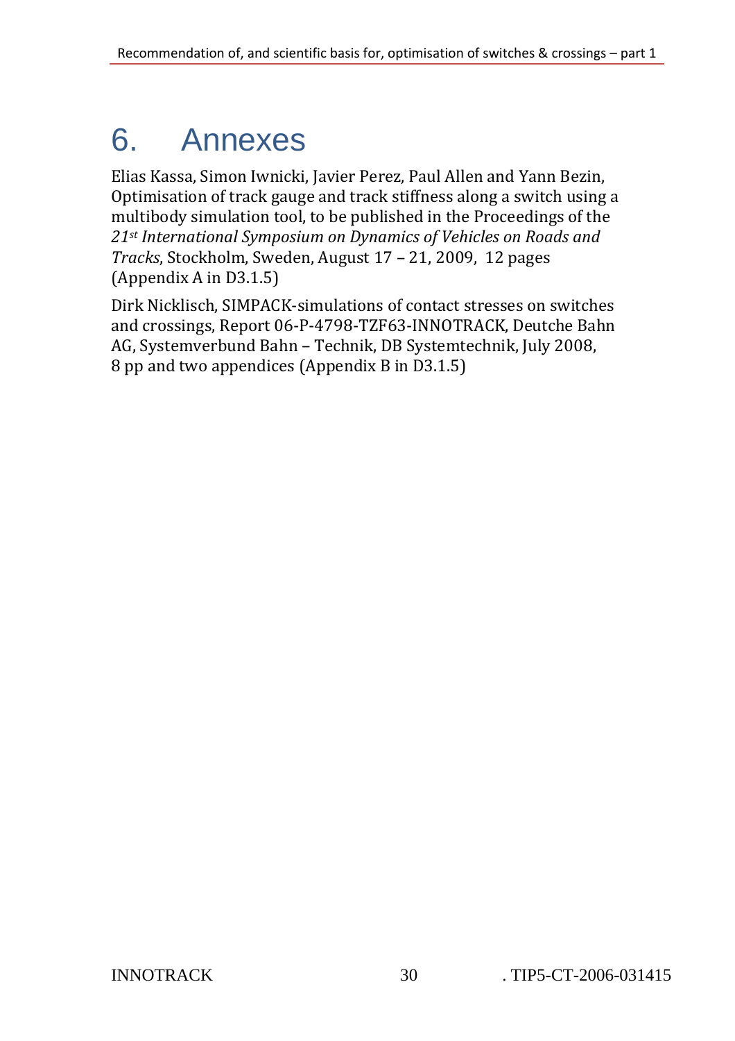# 6. Annexes

Elias Kassa, Simon Iwnicki, Javier Perez, Paul Allen and Yann Bezin, Optimisation of track gauge and track stiffness along a switch using a multibody simulation tool, to be published in the Proceedings of the *21st International Symposium on Dynamics of Vehicles on Roads and Tracks*, Stockholm, Sweden, August 17 – 21, 2009, 12 pages (Appendix A in D3.1.5)

Dirk Nicklisch, SIMPACK-simulations of contact stresses on switches and crossings, Report 06-P-4798-TZF63-INNOTRACK, Deutche Bahn AG, Systemverbund Bahn – Technik, DB Systemtechnik, July 2008, 8 pp and two appendices (Appendix B in D3.1.5)